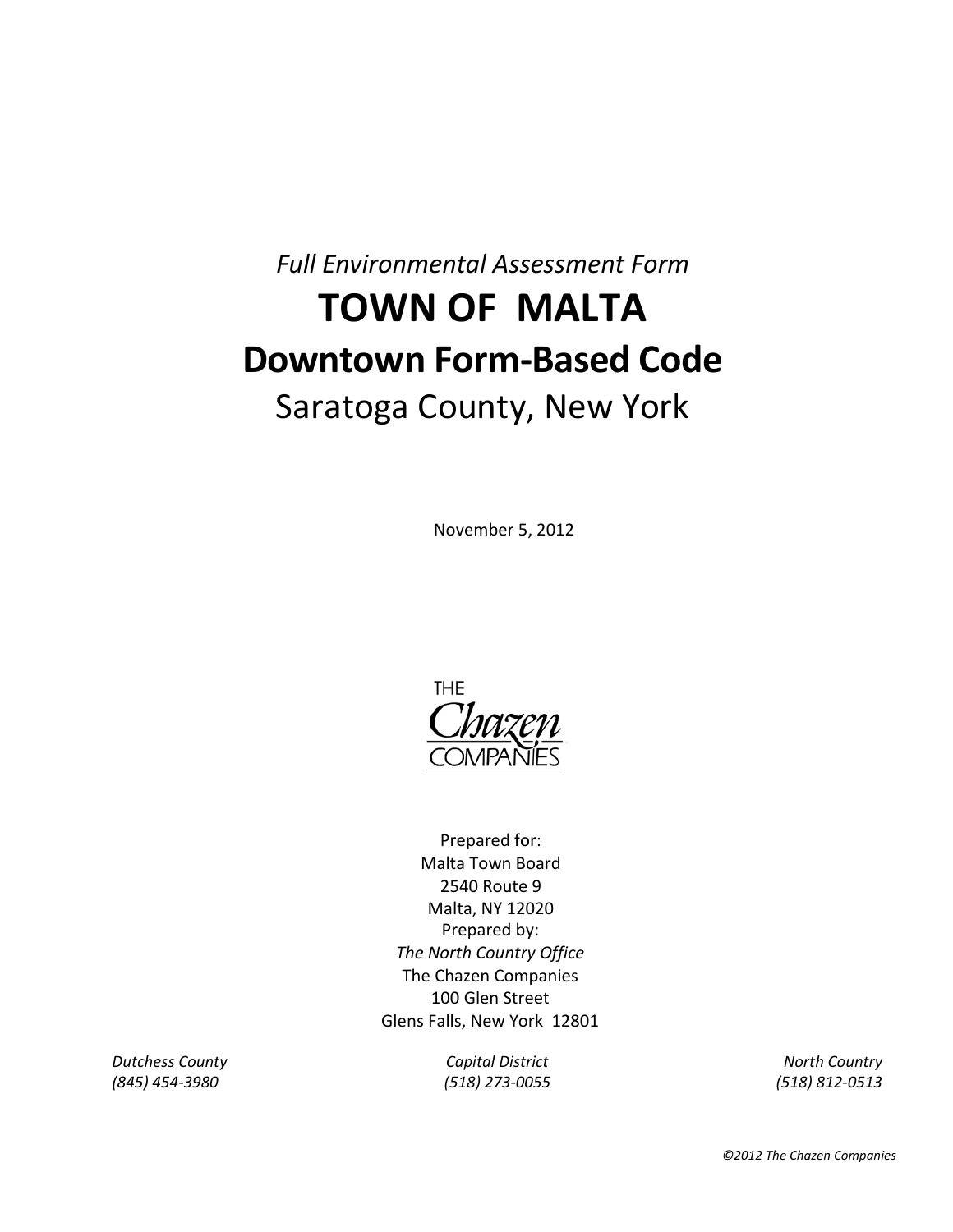*Full Environmental Assessment Form*

# TOWN OF MALTA

# Downtown Form-Based Code

## Saratoga County, New York

November 5, 2012

THE Chazen COMPANIES

Prepared for:
Malta Town Board
2540 Route 9
Malta, NY 12020
Prepared by:
*The North Country Office*
The Chazen Companies
100 Glen Street
Glens Falls, New York 12801

*Dutchess County*
*(845) 454-3980*

*Capital District*
*(518) 273-0055*

*North Country*
*(518) 812-0513*

*©2012 The Chazen Companies*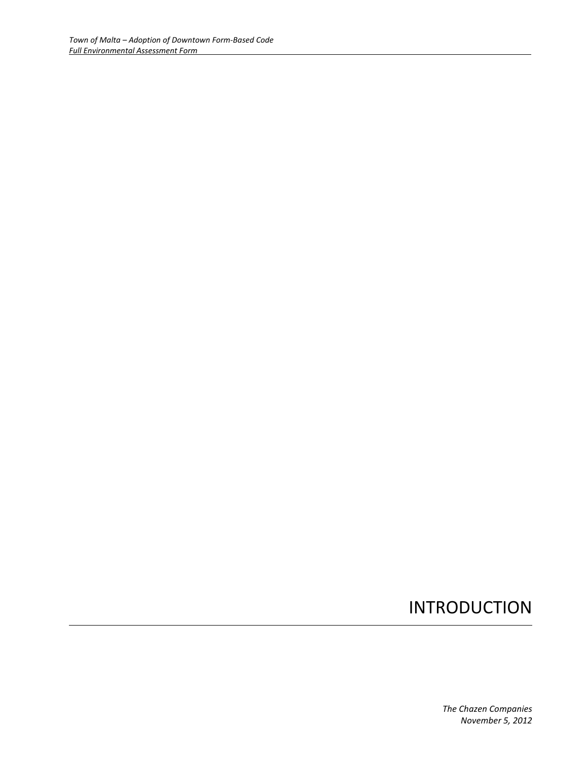# INTRODUCTION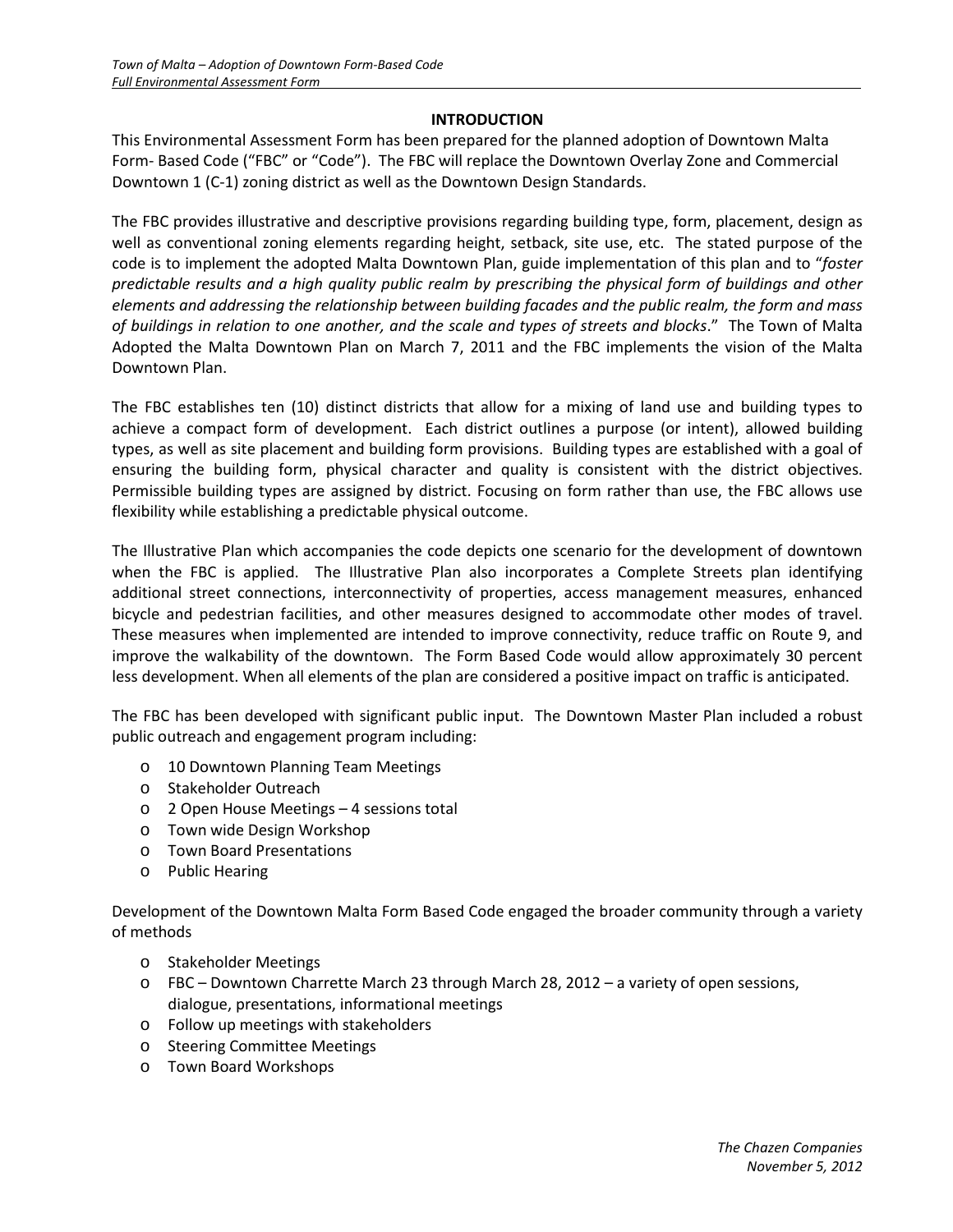## INTRODUCTION

This Environmental Assessment Form has been prepared for the planned adoption of Downtown Malta Form- Based Code ("FBC" or "Code"). The FBC will replace the Downtown Overlay Zone and Commercial Downtown 1 (C-1) zoning district as well as the Downtown Design Standards.

The FBC provides illustrative and descriptive provisions regarding building type, form, placement, design as well as conventional zoning elements regarding height, setback, site use, etc. The stated purpose of the code is to implement the adopted Malta Downtown Plan, guide implementation of this plan and to "*foster predictable results and a high quality public realm by prescribing the physical form of buildings and other elements and addressing the relationship between building facades and the public realm, the form and mass of buildings in relation to one another, and the scale and types of streets and blocks*." The Town of Malta Adopted the Malta Downtown Plan on March 7, 2011 and the FBC implements the vision of the Malta Downtown Plan.

The FBC establishes ten (10) distinct districts that allow for a mixing of land use and building types to achieve a compact form of development. Each district outlines a purpose (or intent), allowed building types, as well as site placement and building form provisions. Building types are established with a goal of ensuring the building form, physical character and quality is consistent with the district objectives. Permissible building types are assigned by district. Focusing on form rather than use, the FBC allows use flexibility while establishing a predictable physical outcome.

The Illustrative Plan which accompanies the code depicts one scenario for the development of downtown when the FBC is applied. The Illustrative Plan also incorporates a Complete Streets plan identifying additional street connections, interconnectivity of properties, access management measures, enhanced bicycle and pedestrian facilities, and other measures designed to accommodate other modes of travel. These measures when implemented are intended to improve connectivity, reduce traffic on Route 9, and improve the walkability of the downtown. The Form Based Code would allow approximately 30 percent less development. When all elements of the plan are considered a positive impact on traffic is anticipated.

The FBC has been developed with significant public input. The Downtown Master Plan included a robust public outreach and engagement program including:

- 10 Downtown Planning Team Meetings
- Stakeholder Outreach
- 2 Open House Meetings – 4 sessions total
- Town wide Design Workshop
- Town Board Presentations
- Public Hearing

Development of the Downtown Malta Form Based Code engaged the broader community through a variety of methods

- Stakeholder Meetings
- FBC – Downtown Charrette March 23 through March 28, 2012 – a variety of open sessions, dialogue, presentations, informational meetings
- Follow up meetings with stakeholders
- Steering Committee Meetings
- Town Board Workshops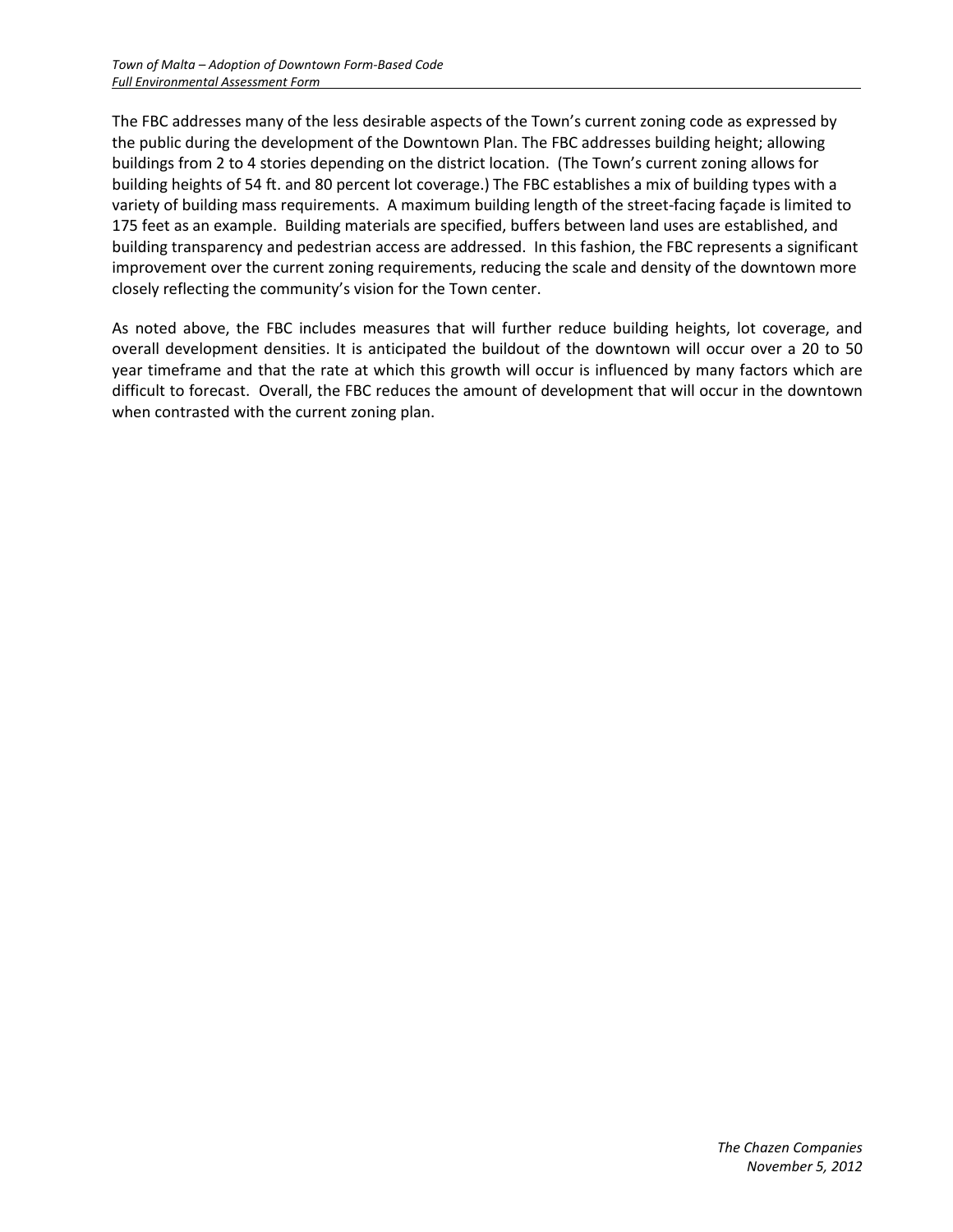The FBC addresses many of the less desirable aspects of the Town's current zoning code as expressed by the public during the development of the Downtown Plan. The FBC addresses building height; allowing buildings from 2 to 4 stories depending on the district location. (The Town's current zoning allows for building heights of 54 ft. and 80 percent lot coverage.) The FBC establishes a mix of building types with a variety of building mass requirements. A maximum building length of the street-facing façade is limited to 175 feet as an example. Building materials are specified, buffers between land uses are established, and building transparency and pedestrian access are addressed. In this fashion, the FBC represents a significant improvement over the current zoning requirements, reducing the scale and density of the downtown more closely reflecting the community's vision for the Town center.

As noted above, the FBC includes measures that will further reduce building heights, lot coverage, and overall development densities. It is anticipated the buildout of the downtown will occur over a 20 to 50 year timeframe and that the rate at which this growth will occur is influenced by many factors which are difficult to forecast. Overall, the FBC reduces the amount of development that will occur in the downtown when contrasted with the current zoning plan.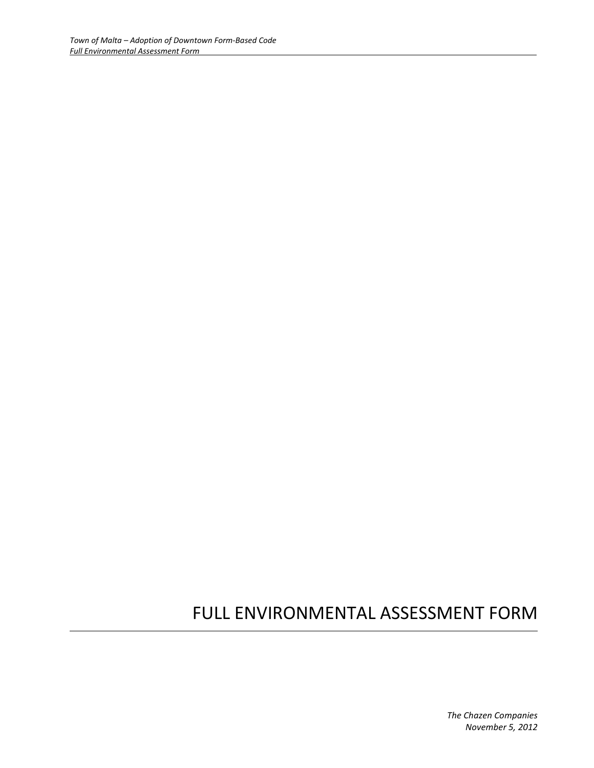# FULL ENVIRONMENTAL ASSESSMENT FORM

*The Chazen Companies*
*November 5, 2012*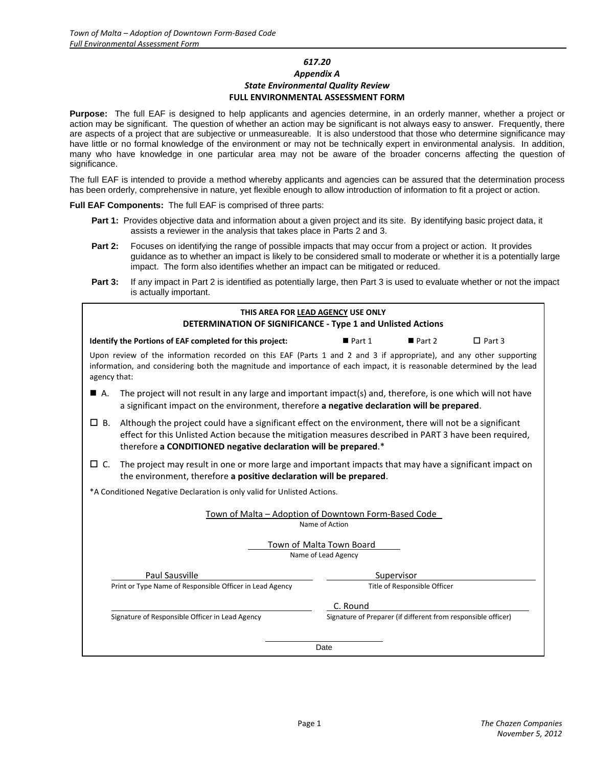*617.20*

*Appendix A*

*State Environmental Quality Review*

**FULL ENVIRONMENTAL ASSESSMENT FORM**

**Purpose:** The full EAF is designed to help applicants and agencies determine, in an orderly manner, whether a project or action may be significant. The question of whether an action may be significant is not always easy to answer. Frequently, there are aspects of a project that are subjective or unmeasureable. It is also understood that those who determine significance may have little or no formal knowledge of the environment or may not be technically expert in environmental analysis. In addition, many who have knowledge in one particular area may not be aware of the broader concerns affecting the question of significance.

The full EAF is intended to provide a method whereby applicants and agencies can be assured that the determination process has been orderly, comprehensive in nature, yet flexible enough to allow introduction of information to fit a project or action.

**Full EAF Components:** The full EAF is comprised of three parts:

- **Part 1:** Provides objective data and information about a given project and its site. By identifying basic project data, it assists a reviewer in the analysis that takes place in Parts 2 and 3.
- **Part 2:** Focuses on identifying the range of possible impacts that may occur from a project or action. It provides guidance as to whether an impact is likely to be considered small to moderate or whether it is a potentially large impact. The form also identifies whether an impact can be mitigated or reduced.
- **Part 3:** If any impact in Part 2 is identified as potentially large, then Part 3 is used to evaluate whether or not the impact is actually important.

---

**THIS AREA FOR LEAD AGENCY USE ONLY**

**DETERMINATION OF SIGNIFICANCE - Type 1 and Unlisted Actions**

**Identify the Portions of EAF completed for this project:** ■ Part 1 ■ Part 2 ☐ Part 3

Upon review of the information recorded on this EAF (Parts 1 and 2 and 3 if appropriate), and any other supporting information, and considering both the magnitude and importance of each impact, it is reasonable determined by the lead agency that:

■ A. The project will not result in any large and important impact(s) and, therefore, is one which will not have a significant impact on the environment, therefore **a negative declaration will be prepared**.

☐ B. Although the project could have a significant effect on the environment, there will not be a significant effect for this Unlisted Action because the mitigation measures described in PART 3 have been required, therefore **a CONDITIONED negative declaration will be prepared**.*

☐ C. The project may result in one or more large and important impacts that may have a significant impact on the environment, therefore **a positive declaration will be prepared**.

*A Conditioned Negative Declaration is only valid for Unlisted Actions.

Town of Malta – Adoption of Downtown Form-Based Code
Name of Action

Town of Malta Town Board
Name of Lead Agency

Paul Sausville
Print or Type Name of Responsible Officer in Lead Agency

Supervisor
Title of Responsible Officer

______________________________
Signature of Responsible Officer in Lead Agency

C. Round
Signature of Preparer (if different from responsible officer)

______________________________
Date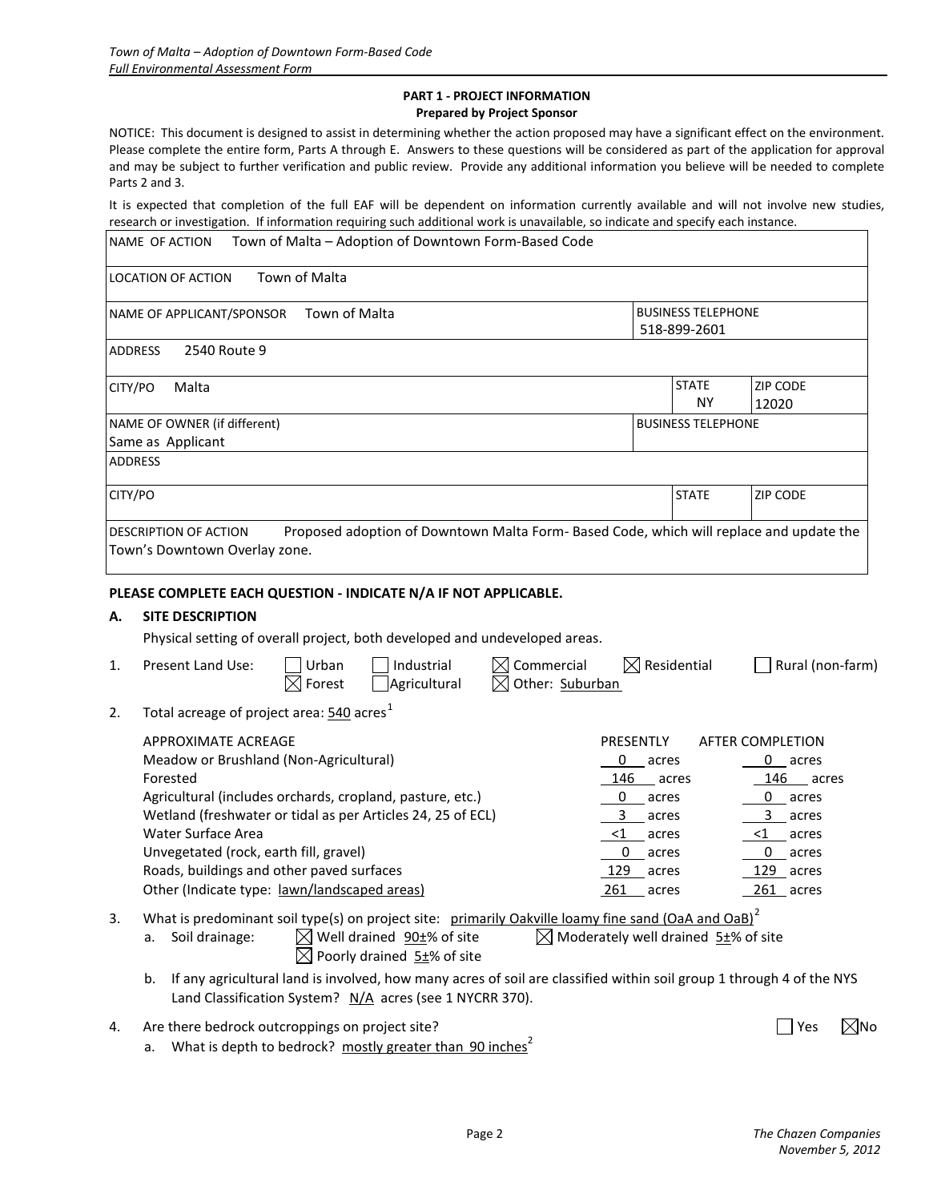**PART 1 - PROJECT INFORMATION**
**Prepared by Project Sponsor**

NOTICE: This document is designed to assist in determining whether the action proposed may have a significant effect on the environment. Please complete the entire form, Parts A through E. Answers to these questions will be considered as part of the application for approval and may be subject to further verification and public review. Provide any additional information you believe will be needed to complete Parts 2 and 3.

It is expected that completion of the full EAF will be dependent on information currently available and will not involve new studies, research or investigation. If information requiring such additional work is unavailable, so indicate and specify each instance.

| | | |
|---|---|---|
| NAME OF ACTION Town of Malta – Adoption of Downtown Form-Based Code | | |
| LOCATION OF ACTION Town of Malta | | |
| NAME OF APPLICANT/SPONSOR Town of Malta | BUSINESS TELEPHONE 518-899-2601 | |
| ADDRESS 2540 Route 9 | | |
| CITY/PO Malta | STATE NY | ZIP CODE 12020 |
| NAME OF OWNER (if different) Same as Applicant | BUSINESS TELEPHONE | |
| ADDRESS | | |
| CITY/PO | STATE | ZIP CODE |
| DESCRIPTION OF ACTION Proposed adoption of Downtown Malta Form- Based Code, which will replace and update the Town's Downtown Overlay zone. | | |

**PLEASE COMPLETE EACH QUESTION - INDICATE N/A IF NOT APPLICABLE.**

**A. SITE DESCRIPTION**

Physical setting of overall project, both developed and undeveloped areas.

1. Present Land Use: ☐ Urban ☐ Industrial ☒ Commercial ☒ Residential ☐ Rural (non-farm) ☒ Forest ☐ Agricultural ☒ Other: Suburban

2. Total acreage of project area: 540 acres[1]

| APPROXIMATE ACREAGE | PRESENTLY | AFTER COMPLETION |
|---|---|---|
| Meadow or Brushland (Non-Agricultural) | 0 acres | 0 acres |
| Forested | 146 acres | 146 acres |
| Agricultural (includes orchards, cropland, pasture, etc.) | 0 acres | 0 acres |
| Wetland (freshwater or tidal as per Articles 24, 25 of ECL) | 3 acres | 3 acres |
| Water Surface Area | <1 acres | <1 acres |
| Unvegetated (rock, earth fill, gravel) | 0 acres | 0 acres |
| Roads, buildings and other paved surfaces | 129 acres | 129 acres |
| Other (Indicate type: lawn/landscaped areas) | 261 acres | 261 acres |

3. What is predominant soil type(s) on project site: primarily Oakville loamy fine sand (OaA and OaB)[2]
   a. Soil drainage: ☒ Well drained 90±% of site ☒ Moderately well drained 5±% of site ☒ Poorly drained 5±% of site
   b. If any agricultural land is involved, how many acres of soil are classified within soil group 1 through 4 of the NYS Land Classification System? N/A acres (see 1 NYCRR 370).

4. Are there bedrock outcroppings on project site? ☐ Yes ☒ No
   a. What is depth to bedrock? mostly greater than 90 inches[2]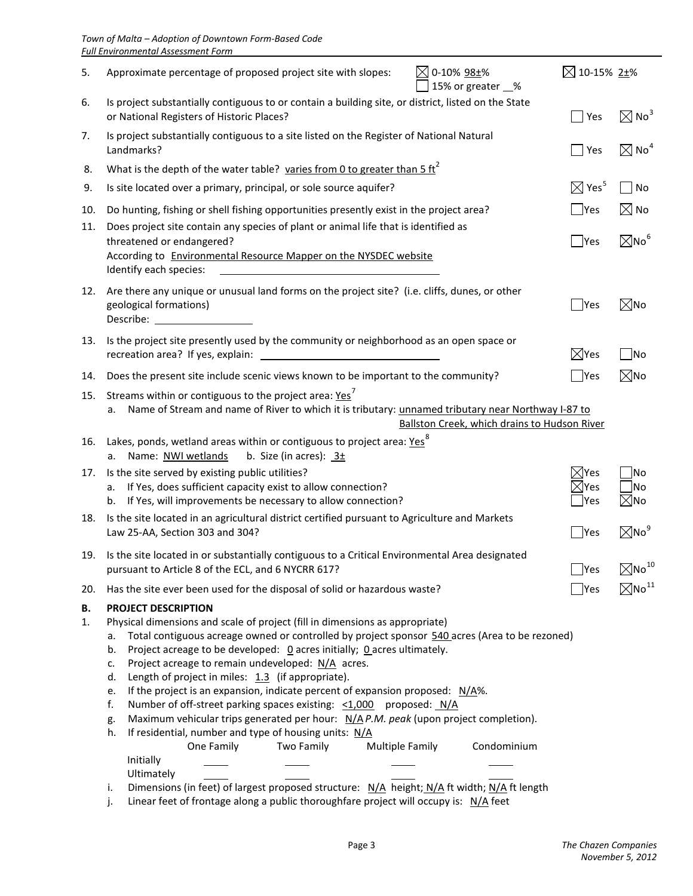5. Approximate percentage of proposed project site with slopes: ☒ 0-10% 98±% ☒ 10-15% 2±% ☐ 15% or greater __%

6. Is project substantially contiguous to or contain a building site, or district, listed on the State or National Registers of Historic Places? ☐ Yes ☒ No[3]

7. Is project substantially contiguous to a site listed on the Register of National Natural Landmarks? ☐ Yes ☒ No[4]

8. What is the depth of the water table? varies from 0 to greater than 5 ft[2]

9. Is site located over a primary, principal, or sole source aquifer? ☒ Yes[5] ☐ No

10. Do hunting, fishing or shell fishing opportunities presently exist in the project area? ☐ Yes ☒ No

11. Does project site contain any species of plant or animal life that is identified as threatened or endangered? ☐ Yes ☒ No[6]
    According to Environmental Resource Mapper on the NYSDEC website
    Identify each species: ____________

12. Are there any unique or unusual land forms on the project site? (i.e. cliffs, dunes, or other geological formations) ☐ Yes ☒ No
    Describe: ____________

13. Is the project site presently used by the community or neighborhood as an open space or recreation area? If yes, explain: ____________ ☒ Yes ☐ No

14. Does the present site include scenic views known to be important to the community? ☐ Yes ☒ No

15. Streams within or contiguous to the project area: Yes[7]
    a. Name of Stream and name of River to which it is tributary: unnamed tributary near Northway I-87 to Ballston Creek, which drains to Hudson River

16. Lakes, ponds, wetland areas within or contiguous to project area: Yes[8]
    a. Name: NWI wetlands b. Size (in acres): 3±

17. Is the site served by existing public utilities? ☒ Yes ☐ No
    a. If Yes, does sufficient capacity exist to allow connection? ☒ Yes ☐ No
    b. If Yes, will improvements be necessary to allow connection? ☐ Yes ☒ No

18. Is the site located in an agricultural district certified pursuant to Agriculture and Markets Law 25-AA, Section 303 and 304? ☐ Yes ☒ No[9]

19. Is the site located in or substantially contiguous to a Critical Environmental Area designated pursuant to Article 8 of the ECL, and 6 NYCRR 617? ☐ Yes ☒ No[10]

20. Has the site ever been used for the disposal of solid or hazardous waste? ☐ Yes ☒ No[11]

**B. PROJECT DESCRIPTION**

1. Physical dimensions and scale of project (fill in dimensions as appropriate)
   a. Total contiguous acreage owned or controlled by project sponsor 540 acres (Area to be rezoned)
   b. Project acreage to be developed: 0 acres initially; 0 acres ultimately.
   c. Project acreage to remain undeveloped: N/A acres.
   d. Length of project in miles: 1.3 (if appropriate).
   e. If the project is an expansion, indicate percent of expansion proposed: N/A%.
   f. Number of off-street parking spaces existing: <1,000 proposed: N/A
   g. Maximum vehicular trips generated per hour: N/A *P.M. peak* (upon project completion).
   h. If residential, number and type of housing units: N/A

|  | One Family | Two Family | Multiple Family | Condominium |
|---|---|---|---|---|
| Initially | | | | |
| Ultimately | | | | |

   i. Dimensions (in feet) of largest proposed structure: N/A height; N/A ft width; N/A ft length
   j. Linear feet of frontage along a public thoroughfare project will occupy is: N/A feet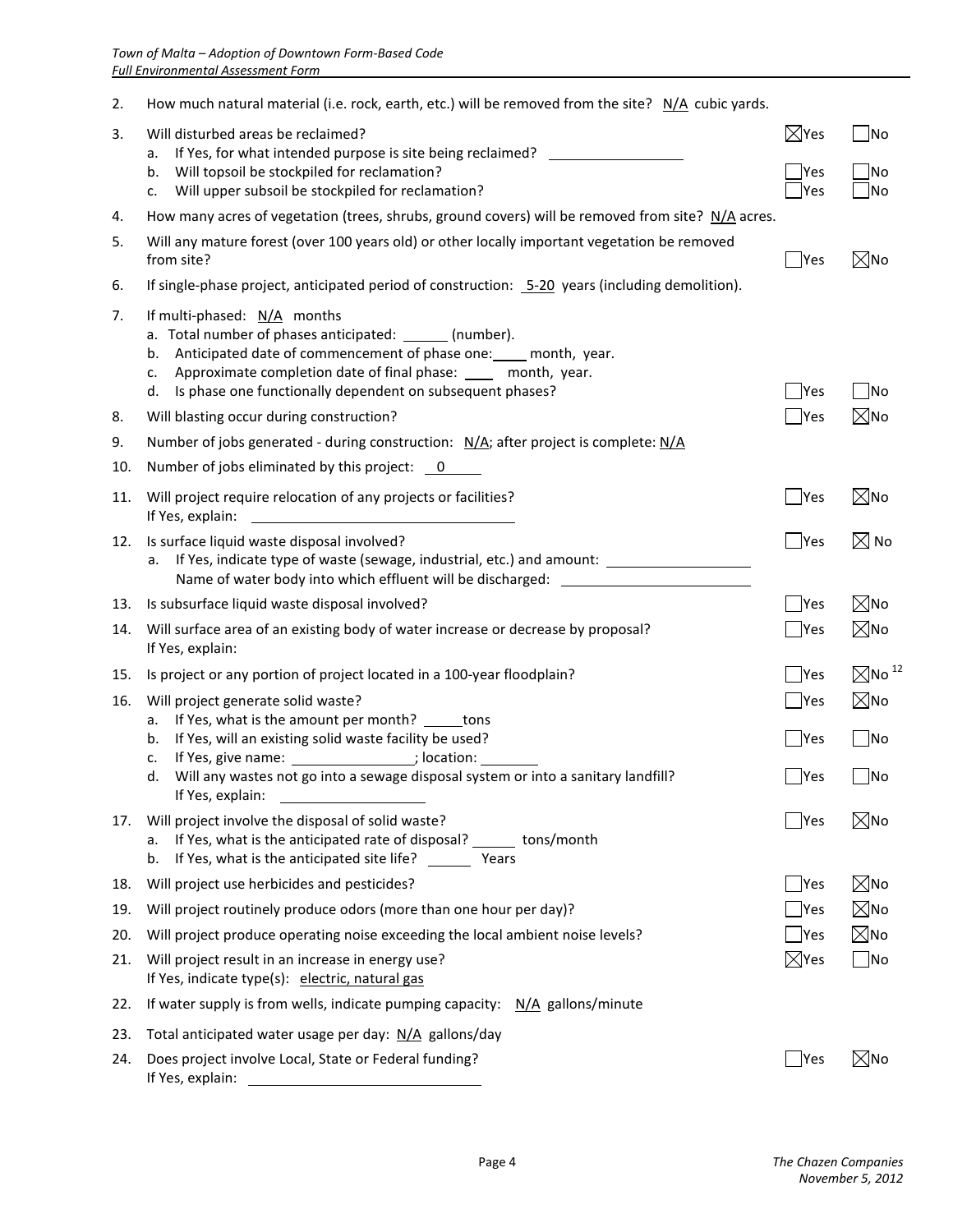2. How much natural material (i.e. rock, earth, etc.) will be removed from the site? N/A cubic yards.

3. Will disturbed areas be reclaimed? ☒Yes ☐No
   a. If Yes, for what intended purpose is site being reclaimed? ____________
   b. Will topsoil be stockpiled for reclamation? ☐Yes ☐No
   c. Will upper subsoil be stockpiled for reclamation? ☐Yes ☐No

4. How many acres of vegetation (trees, shrubs, ground covers) will be removed from site? N/A acres.

5. Will any mature forest (over 100 years old) or other locally important vegetation be removed from site? ☐Yes ☒No

6. If single-phase project, anticipated period of construction: 5-20 years (including demolition).

7. If multi-phased: N/A months
   a. Total number of phases anticipated: ______ (number).
   b. Anticipated date of commencement of phase one: ____ month, year.
   c. Approximate completion date of final phase: ____ month, year.
   d. Is phase one functionally dependent on subsequent phases? ☐Yes ☐No

8. Will blasting occur during construction? ☐Yes ☒No

9. Number of jobs generated - during construction: N/A; after project is complete: N/A

10. Number of jobs eliminated by this project: 0

11. Will project require relocation of any projects or facilities? ☐Yes ☒No
    If Yes, explain: ____________

12. Is surface liquid waste disposal involved? ☐Yes ☒ No
    a. If Yes, indicate type of waste (sewage, industrial, etc.) and amount: ____________
       Name of water body into which effluent will be discharged: ____________

13. Is subsurface liquid waste disposal involved? ☐Yes ☒No

14. Will surface area of an existing body of water increase or decrease by proposal? ☐Yes ☒No
    If Yes, explain:

15. Is project or any portion of project located in a 100-year floodplain? ☐Yes ☒No [12]

16. Will project generate solid waste? ☐Yes ☒No
    a. If Yes, what is the amount per month? _____ tons
    b. If Yes, will an existing solid waste facility be used? ☐Yes ☐No
    c. If Yes, give name: ____________; location: ________
    d. Will any wastes not go into a sewage disposal system or into a sanitary landfill? ☐Yes ☐No
       If Yes, explain: ____________

17. Will project involve the disposal of solid waste? ☐Yes ☒No
    a. If Yes, what is the anticipated rate of disposal? ______ tons/month
    b. If Yes, what is the anticipated site life? ______ Years

18. Will project use herbicides and pesticides? ☐Yes ☒No

19. Will project routinely produce odors (more than one hour per day)? ☐Yes ☒No

20. Will project produce operating noise exceeding the local ambient noise levels? ☐Yes ☒No

21. Will project result in an increase in energy use? ☒Yes ☐No
    If Yes, indicate type(s): electric, natural gas

22. If water supply is from wells, indicate pumping capacity: N/A gallons/minute

23. Total anticipated water usage per day: N/A gallons/day

24. Does project involve Local, State or Federal funding? ☐Yes ☒No
    If Yes, explain: ____________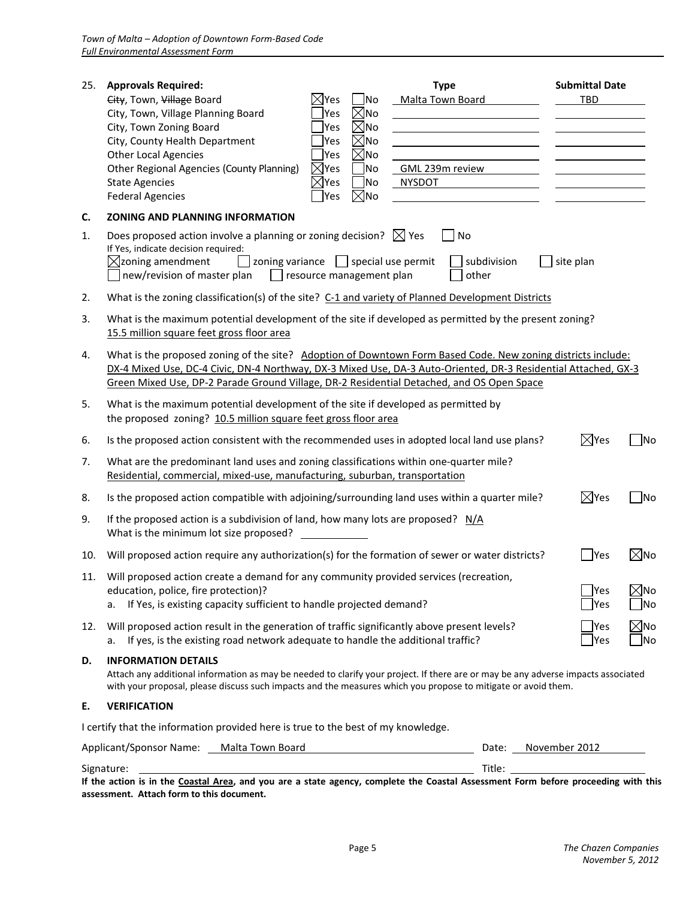25. **Approvals Required:**

| | | | Type | Submittal Date |
|---|---|---|---|---|
| ~~City~~, Town, ~~Village~~ Board | ☒ Yes | ☐ No | Malta Town Board | TBD |
| City, Town, Village Planning Board | ☐ Yes | ☒ No | | |
| City, Town Zoning Board | ☐ Yes | ☒ No | | |
| City, County Health Department | ☐ Yes | ☒ No | | |
| Other Local Agencies | ☐ Yes | ☒ No | | |
| Other Regional Agencies (County Planning) | ☒ Yes | ☐ No | GML 239m review | |
| State Agencies | ☒ Yes | ☐ No | NYSDOT | |
| Federal Agencies | ☐ Yes | ☒ No | | |

## C. ZONING AND PLANNING INFORMATION

1. Does proposed action involve a planning or zoning decision? ☒ Yes ☐ No

   If Yes, indicate decision required:

   ☒ zoning amendment ☐ zoning variance ☐ special use permit ☐ subdivision ☐ site plan
   ☐ new/revision of master plan ☐ resource management plan ☐ other

2. What is the zoning classification(s) of the site? C-1 and variety of Planned Development Districts

3. What is the maximum potential development of the site if developed as permitted by the present zoning? 15.5 million square feet gross floor area

4. What is the proposed zoning of the site? Adoption of Downtown Form Based Code. New zoning districts include: DX-4 Mixed Use, DC-4 Civic, DN-4 Northway, DX-3 Mixed Use, DA-3 Auto-Oriented, DR-3 Residential Attached, GX-3 Green Mixed Use, DP-2 Parade Ground Village, DR-2 Residential Detached, and OS Open Space

5. What is the maximum potential development of the site if developed as permitted by the proposed zoning? 10.5 million square feet gross floor area

6. Is the proposed action consistent with the recommended uses in adopted local land use plans? ☒ Yes ☐ No

7. What are the predominant land uses and zoning classifications within one-quarter mile? Residential, commercial, mixed-use, manufacturing, suburban, transportation

8. Is the proposed action compatible with adjoining/surrounding land uses within a quarter mile? ☒ Yes ☐ No

9. If the proposed action is a subdivision of land, how many lots are proposed? N/A
   What is the minimum lot size proposed? ____________

10. Will proposed action require any authorization(s) for the formation of sewer or water districts? ☐ Yes ☒ No

11. Will proposed action create a demand for any community provided services (recreation, education, police, fire protection)? ☐ Yes ☒ No
    a. If Yes, is existing capacity sufficient to handle projected demand? ☐ Yes ☐ No

12. Will proposed action result in the generation of traffic significantly above present levels? ☐ Yes ☒ No
    a. If yes, is the existing road network adequate to handle the additional traffic? ☐ Yes ☐ No

## D. INFORMATION DETAILS

Attach any additional information as may be needed to clarify your project. If there are or may be any adverse impacts associated with your proposal, please discuss such impacts and the measures which you propose to mitigate or avoid them.

## E. VERIFICATION

I certify that the information provided here is true to the best of my knowledge.

Applicant/Sponsor Name: Malta Town Board Date: November 2012

Signature: ______________________________ Title: ______________________

**If the action is in the Coastal Area, and you are a state agency, complete the Coastal Assessment Form before proceeding with this assessment. Attach form to this document.**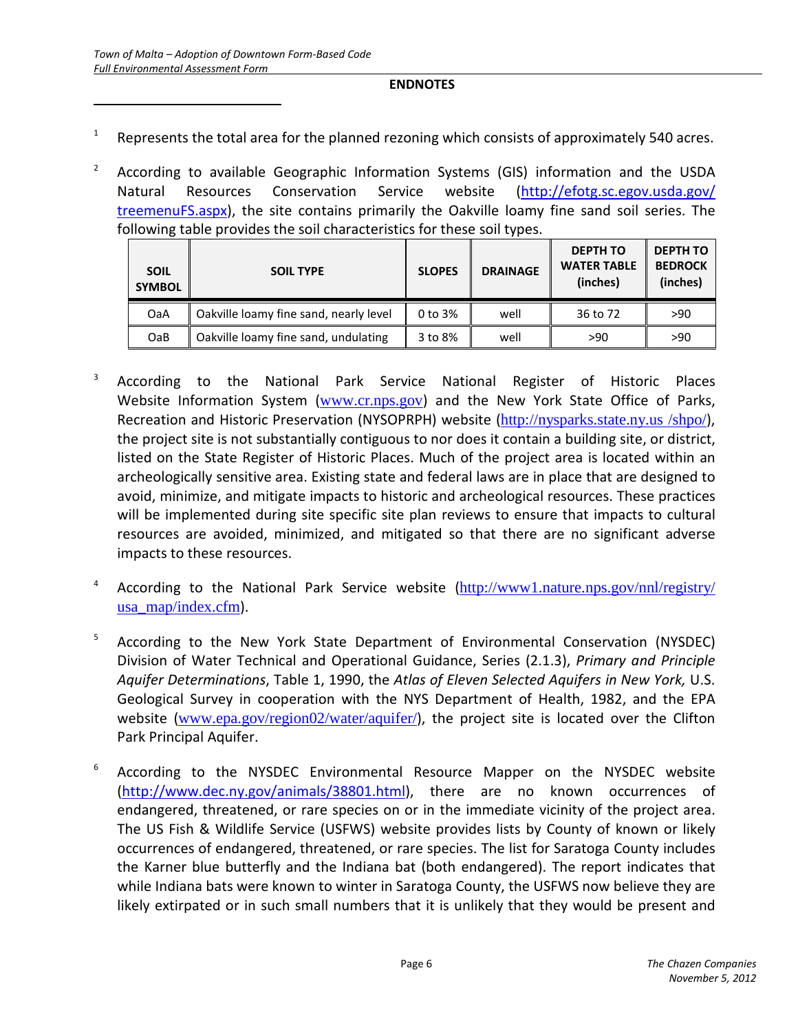**ENDNOTES**

1 Represents the total area for the planned rezoning which consists of approximately 540 acres.

2 According to available Geographic Information Systems (GIS) information and the USDA Natural Resources Conservation Service website (http://efotg.sc.egov.usda.gov/treemenuFS.aspx), the site contains primarily the Oakville loamy fine sand soil series. The following table provides the soil characteristics for these soil types.

| SOIL SYMBOL | SOIL TYPE | SLOPES | DRAINAGE | DEPTH TO WATER TABLE (inches) | DEPTH TO BEDROCK (inches) |
|---|---|---|---|---|---|
| OaA | Oakville loamy fine sand, nearly level | 0 to 3% | well | 36 to 72 | >90 |
| OaB | Oakville loamy fine sand, undulating | 3 to 8% | well | >90 | >90 |

3 According to the National Park Service National Register of Historic Places Website Information System (www.cr.nps.gov) and the New York State Office of Parks, Recreation and Historic Preservation (NYSOPRPH) website (http://nysparks.state.ny.us /shpo/), the project site is not substantially contiguous to nor does it contain a building site, or district, listed on the State Register of Historic Places. Much of the project area is located within an archeologically sensitive area. Existing state and federal laws are in place that are designed to avoid, minimize, and mitigate impacts to historic and archeological resources. These practices will be implemented during site specific site plan reviews to ensure that impacts to cultural resources are avoided, minimized, and mitigated so that there are no significant adverse impacts to these resources.

4 According to the National Park Service website (http://www1.nature.nps.gov/nnl/registry/usa_map/index.cfm).

5 According to the New York State Department of Environmental Conservation (NYSDEC) Division of Water Technical and Operational Guidance, Series (2.1.3), *Primary and Principle Aquifer Determinations*, Table 1, 1990, the *Atlas of Eleven Selected Aquifers in New York,* U.S. Geological Survey in cooperation with the NYS Department of Health, 1982, and the EPA website (www.epa.gov/region02/water/aquifer/), the project site is located over the Clifton Park Principal Aquifer.

6 According to the NYSDEC Environmental Resource Mapper on the NYSDEC website (http://www.dec.ny.gov/animals/38801.html), there are no known occurrences of endangered, threatened, or rare species on or in the immediate vicinity of the project area. The US Fish & Wildlife Service (USFWS) website provides lists by County of known or likely occurrences of endangered, threatened, or rare species. The list for Saratoga County includes the Karner blue butterfly and the Indiana bat (both endangered). The report indicates that while Indiana bats were known to winter in Saratoga County, the USFWS now believe they are likely extirpated or in such small numbers that it is unlikely that they would be present and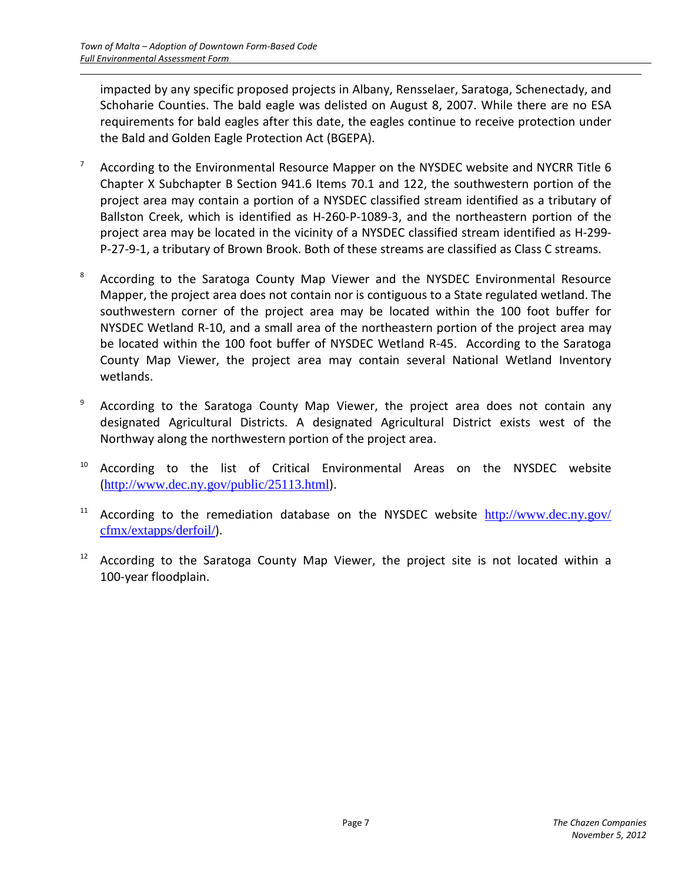impacted by any specific proposed projects in Albany, Rensselaer, Saratoga, Schenectady, and Schoharie Counties. The bald eagle was delisted on August 8, 2007. While there are no ESA requirements for bald eagles after this date, the eagles continue to receive protection under the Bald and Golden Eagle Protection Act (BGEPA).

[7] According to the Environmental Resource Mapper on the NYSDEC website and NYCRR Title 6 Chapter X Subchapter B Section 941.6 Items 70.1 and 122, the southwestern portion of the project area may contain a portion of a NYSDEC classified stream identified as a tributary of Ballston Creek, which is identified as H-260-P-1089-3, and the northeastern portion of the project area may be located in the vicinity of a NYSDEC classified stream identified as H-299-P-27-9-1, a tributary of Brown Brook. Both of these streams are classified as Class C streams.

[8] According to the Saratoga County Map Viewer and the NYSDEC Environmental Resource Mapper, the project area does not contain nor is contiguous to a State regulated wetland. The southwestern corner of the project area may be located within the 100 foot buffer for NYSDEC Wetland R-10, and a small area of the northeastern portion of the project area may be located within the 100 foot buffer of NYSDEC Wetland R-45. According to the Saratoga County Map Viewer, the project area may contain several National Wetland Inventory wetlands.

[9] According to the Saratoga County Map Viewer, the project area does not contain any designated Agricultural Districts. A designated Agricultural District exists west of the Northway along the northwestern portion of the project area.

[10] According to the list of Critical Environmental Areas on the NYSDEC website (http://www.dec.ny.gov/public/25113.html).

[11] According to the remediation database on the NYSDEC website http://www.dec.ny.gov/cfmx/extapps/derfoil/).

[12] According to the Saratoga County Map Viewer, the project site is not located within a 100-year floodplain.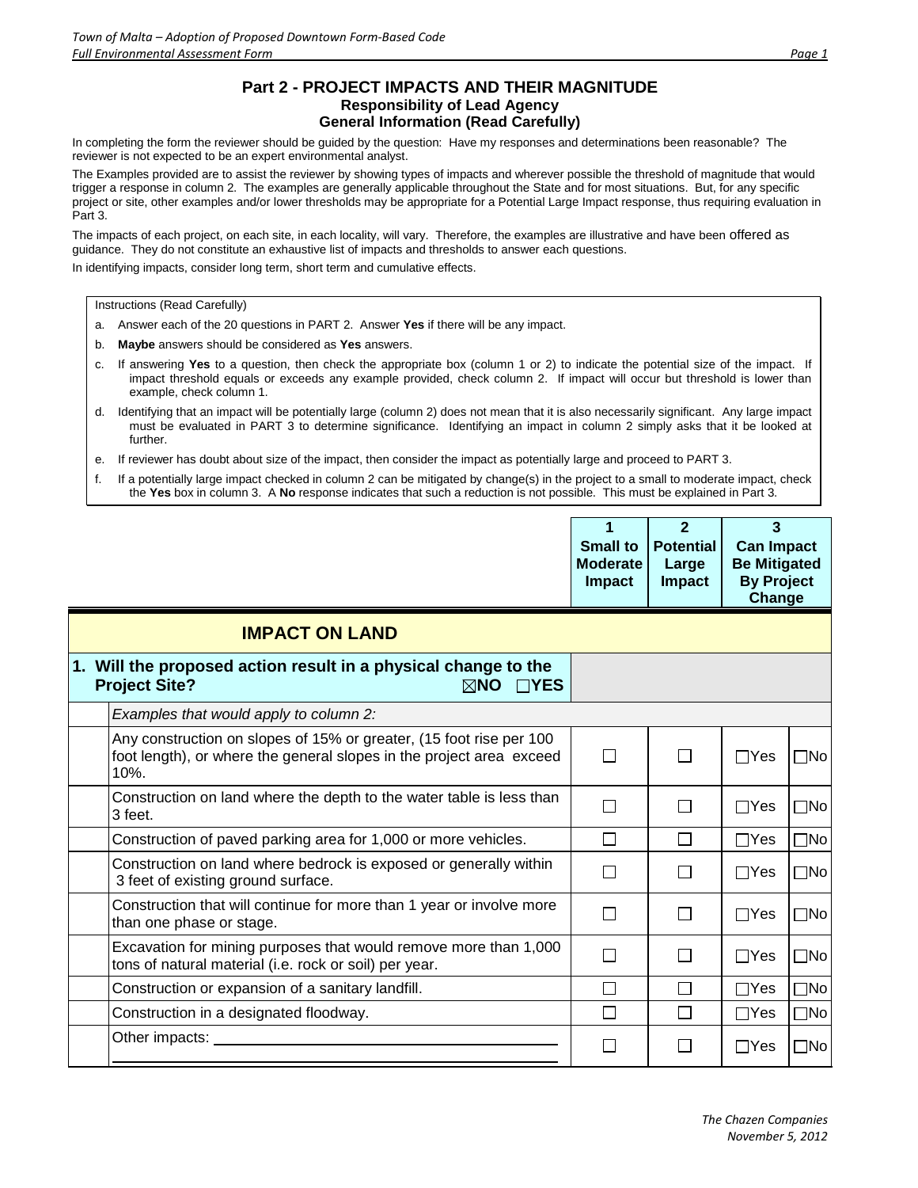### Part 2 - PROJECT IMPACTS AND THEIR MAGNITUDE
**Responsibility of Lead Agency**
**General Information (Read Carefully)**

In completing the form the reviewer should be guided by the question: Have my responses and determinations been reasonable? The reviewer is not expected to be an expert environmental analyst.

The Examples provided are to assist the reviewer by showing types of impacts and wherever possible the threshold of magnitude that would trigger a response in column 2. The examples are generally applicable throughout the State and for most situations. But, for any specific project or site, other examples and/or lower thresholds may be appropriate for a Potential Large Impact response, thus requiring evaluation in Part 3.

The impacts of each project, on each site, in each locality, will vary. Therefore, the examples are illustrative and have been offered as guidance. They do not constitute an exhaustive list of impacts and thresholds to answer each questions.

In identifying impacts, consider long term, short term and cumulative effects.

Instructions (Read Carefully)

a. Answer each of the 20 questions in PART 2. Answer **Yes** if there will be any impact.
b. **Maybe** answers should be considered as **Yes** answers.
c. If answering **Yes** to a question, then check the appropriate box (column 1 or 2) to indicate the potential size of the impact. If impact threshold equals or exceeds any example provided, check column 2. If impact will occur but threshold is lower than example, check column 1.
d. Identifying that an impact will be potentially large (column 2) does not mean that it is also necessarily significant. Any large impact must be evaluated in PART 3 to determine significance. Identifying an impact in column 2 simply asks that it be looked at further.
e. If reviewer has doubt about size of the impact, then consider the impact as potentially large and proceed to PART 3.
f. If a potentially large impact checked in column 2 can be mitigated by change(s) in the project to a small to moderate impact, check the **Yes** box in column 3. A **No** response indicates that such a reduction is not possible. This must be explained in Part 3.

| | 1 Small to Moderate Impact | 2 Potential Large Impact | 3 Can Impact Be Mitigated By Project Change | |
|---|---|---|---|---|
| **IMPACT ON LAND** | | | | |
| **1. Will the proposed action result in a physical change to the Project Site?** ☒NO ☐YES | | | | |
| *Examples that would apply to column 2:* | | | | |
| Any construction on slopes of 15% or greater, (15 foot rise per 100 foot length), or where the general slopes in the project area exceed 10%. | ☐ | ☐ | ☐Yes | ☐No |
| Construction on land where the depth to the water table is less than 3 feet. | ☐ | ☐ | ☐Yes | ☐No |
| Construction of paved parking area for 1,000 or more vehicles. | ☐ | ☐ | ☐Yes | ☐No |
| Construction on land where bedrock is exposed or generally within 3 feet of existing ground surface. | ☐ | ☐ | ☐Yes | ☐No |
| Construction that will continue for more than 1 year or involve more than one phase or stage. | ☐ | ☐ | ☐Yes | ☐No |
| Excavation for mining purposes that would remove more than 1,000 tons of natural material (i.e. rock or soil) per year. | ☐ | ☐ | ☐Yes | ☐No |
| Construction or expansion of a sanitary landfill. | ☐ | ☐ | ☐Yes | ☐No |
| Construction in a designated floodway. | ☐ | ☐ | ☐Yes | ☐No |
| Other impacts: ______________________ | ☐ | ☐ | ☐Yes | ☐No |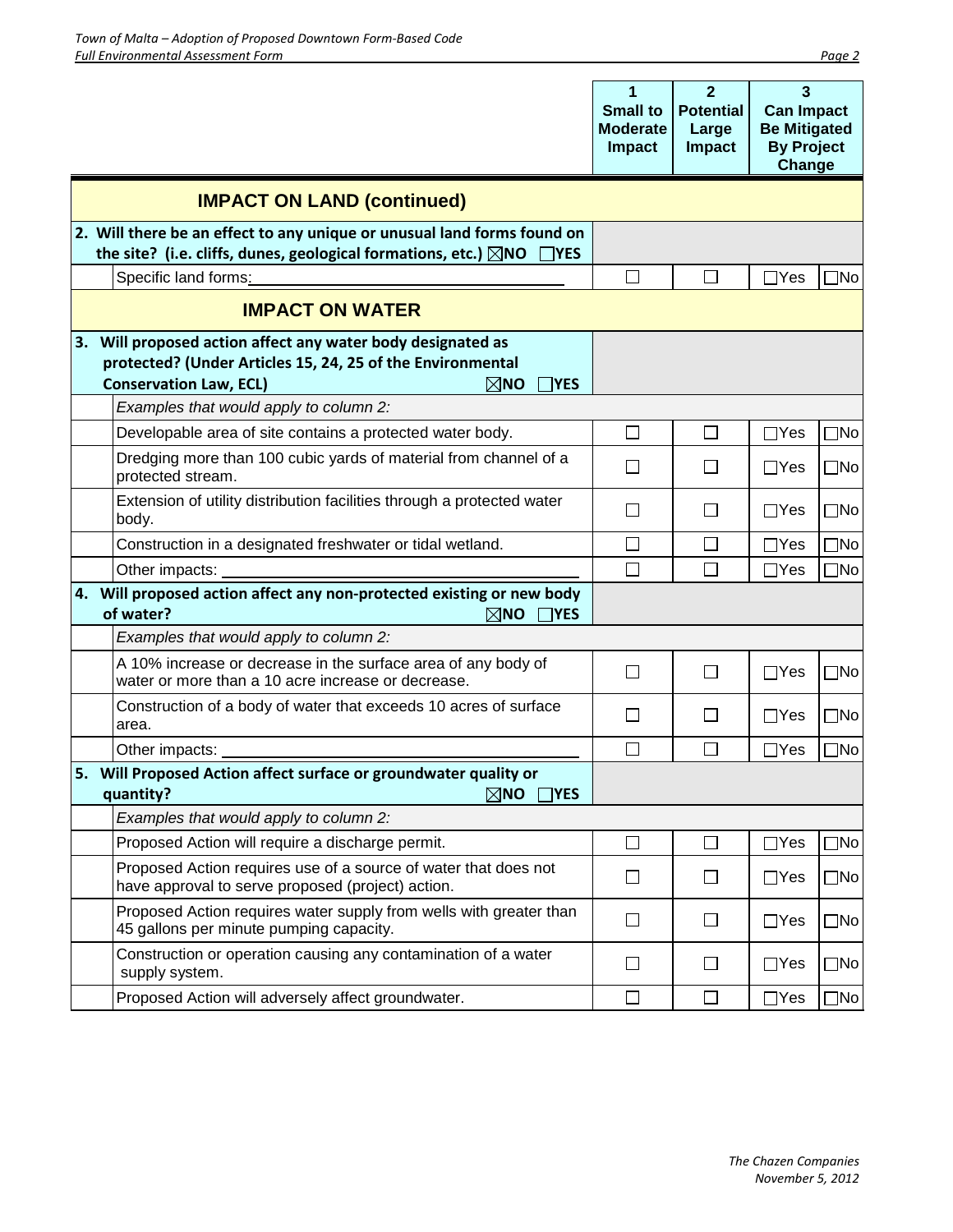| | 1 Small to Moderate Impact | 2 Potential Large Impact | 3 Can Impact Be Mitigated By Project Change | |
|---|---|---|---|---|
| **IMPACT ON LAND (continued)** | | | | |
| **2. Will there be an effect to any unique or unusual land forms found on the site? (i.e. cliffs, dunes, geological formations, etc.)** ☒NO ☐YES | | | | |
| Specific land forms: | ☐ | ☐ | ☐Yes | ☐No |
| **IMPACT ON WATER** | | | | |
| **3. Will proposed action affect any water body designated as protected? (Under Articles 15, 24, 25 of the Environmental Conservation Law, ECL)** ☒NO ☐YES | | | | |
| *Examples that would apply to column 2:* | | | | |
| Developable area of site contains a protected water body. | ☐ | ☐ | ☐Yes | ☐No |
| Dredging more than 100 cubic yards of material from channel of a protected stream. | ☐ | ☐ | ☐Yes | ☐No |
| Extension of utility distribution facilities through a protected water body. | ☐ | ☐ | ☐Yes | ☐No |
| Construction in a designated freshwater or tidal wetland. | ☐ | ☐ | ☐Yes | ☐No |
| Other impacts: | ☐ | ☐ | ☐Yes | ☐No |
| **4. Will proposed action affect any non-protected existing or new body of water?** ☒NO ☐YES | | | | |
| *Examples that would apply to column 2:* | | | | |
| A 10% increase or decrease in the surface area of any body of water or more than a 10 acre increase or decrease. | ☐ | ☐ | ☐Yes | ☐No |
| Construction of a body of water that exceeds 10 acres of surface area. | ☐ | ☐ | ☐Yes | ☐No |
| Other impacts: | ☐ | ☐ | ☐Yes | ☐No |
| **5. Will Proposed Action affect surface or groundwater quality or quantity?** ☒NO ☐YES | | | | |
| *Examples that would apply to column 2:* | | | | |
| Proposed Action will require a discharge permit. | ☐ | ☐ | ☐Yes | ☐No |
| Proposed Action requires use of a source of water that does not have approval to serve proposed (project) action. | ☐ | ☐ | ☐Yes | ☐No |
| Proposed Action requires water supply from wells with greater than 45 gallons per minute pumping capacity. | ☐ | ☐ | ☐Yes | ☐No |
| Construction or operation causing any contamination of a water supply system. | ☐ | ☐ | ☐Yes | ☐No |
| Proposed Action will adversely affect groundwater. | ☐ | ☐ | ☐Yes | ☐No |

*The Chazen Companies*
*November 5, 2012*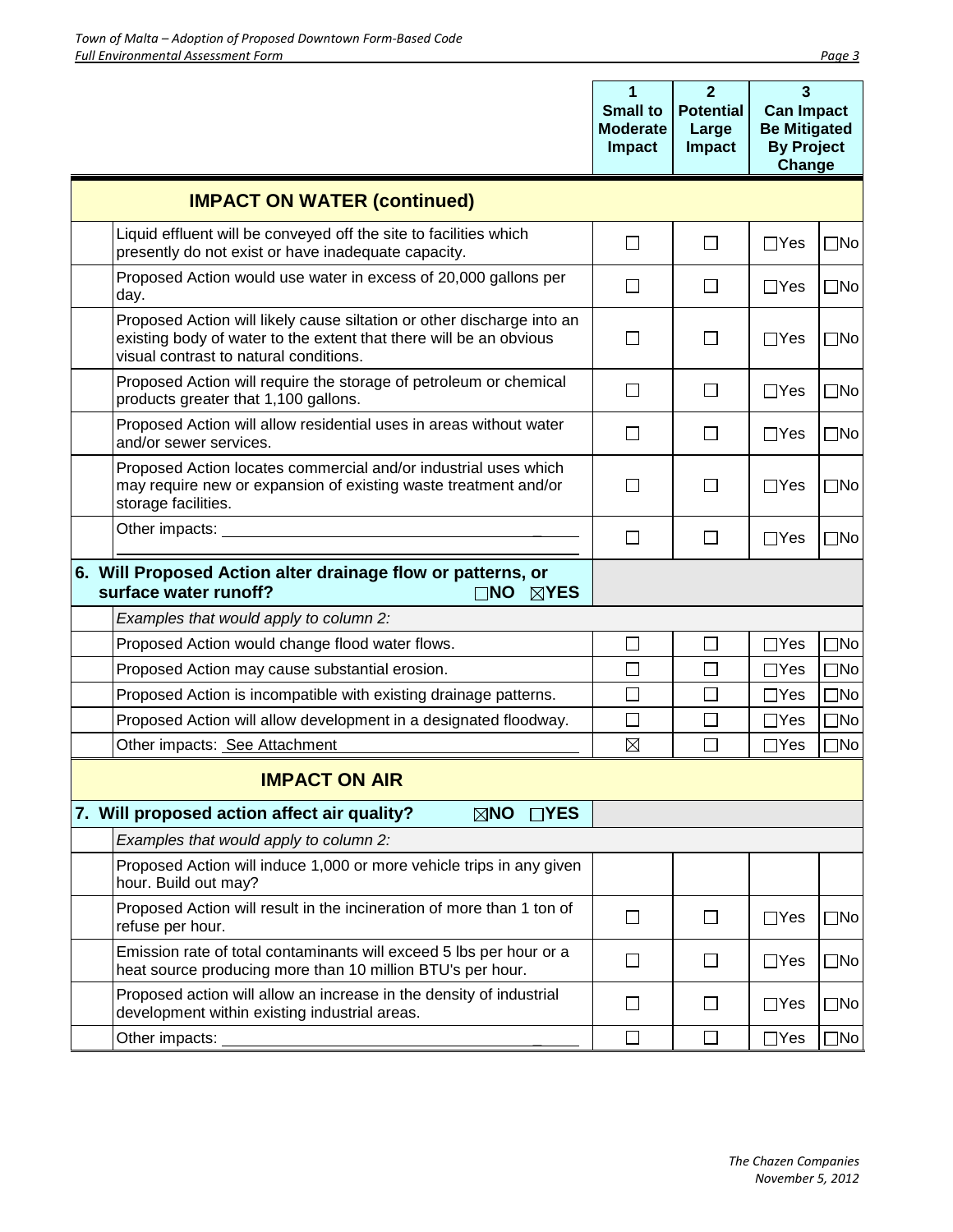| | 1 Small to Moderate Impact | 2 Potential Large Impact | 3 Can Impact Be Mitigated By Project Change | |
|---|---|---|---|---|
| **IMPACT ON WATER (continued)** | | | | |
| Liquid effluent will be conveyed off the site to facilities which presently do not exist or have inadequate capacity. | ☐ | ☐ | ☐Yes | ☐No |
| Proposed Action would use water in excess of 20,000 gallons per day. | ☐ | ☐ | ☐Yes | ☐No |
| Proposed Action will likely cause siltation or other discharge into an existing body of water to the extent that there will be an obvious visual contrast to natural conditions. | ☐ | ☐ | ☐Yes | ☐No |
| Proposed Action will require the storage of petroleum or chemical products greater that 1,100 gallons. | ☐ | ☐ | ☐Yes | ☐No |
| Proposed Action will allow residential uses in areas without water and/or sewer services. | ☐ | ☐ | ☐Yes | ☐No |
| Proposed Action locates commercial and/or industrial uses which may require new or expansion of existing waste treatment and/or storage facilities. | ☐ | ☐ | ☐Yes | ☐No |
| Other impacts: | ☐ | ☐ | ☐Yes | ☐No |
| **6. Will Proposed Action alter drainage flow or patterns, or surface water runoff?** ☐NO ☒YES | | | | |
| *Examples that would apply to column 2:* | | | | |
| Proposed Action would change flood water flows. | ☐ | ☐ | ☐Yes | ☐No |
| Proposed Action may cause substantial erosion. | ☐ | ☐ | ☐Yes | ☐No |
| Proposed Action is incompatible with existing drainage patterns. | ☐ | ☐ | ☐Yes | ☐No |
| Proposed Action will allow development in a designated floodway. | ☐ | ☐ | ☐Yes | ☐No |
| Other impacts: See Attachment | ☒ | ☐ | ☐Yes | ☐No |
| **IMPACT ON AIR** | | | | |
| **7. Will proposed action affect air quality?** ☒NO ☐YES | | | | |
| *Examples that would apply to column 2:* | | | | |
| Proposed Action will induce 1,000 or more vehicle trips in any given hour. Build out may? | | | | |
| Proposed Action will result in the incineration of more than 1 ton of refuse per hour. | ☐ | ☐ | ☐Yes | ☐No |
| Emission rate of total contaminants will exceed 5 lbs per hour or a heat source producing more than 10 million BTU's per hour. | ☐ | ☐ | ☐Yes | ☐No |
| Proposed action will allow an increase in the density of industrial development within existing industrial areas. | ☐ | ☐ | ☐Yes | ☐No |
| Other impacts: | ☐ | ☐ | ☐Yes | ☐No |

*The Chazen Companies*
*November 5, 2012*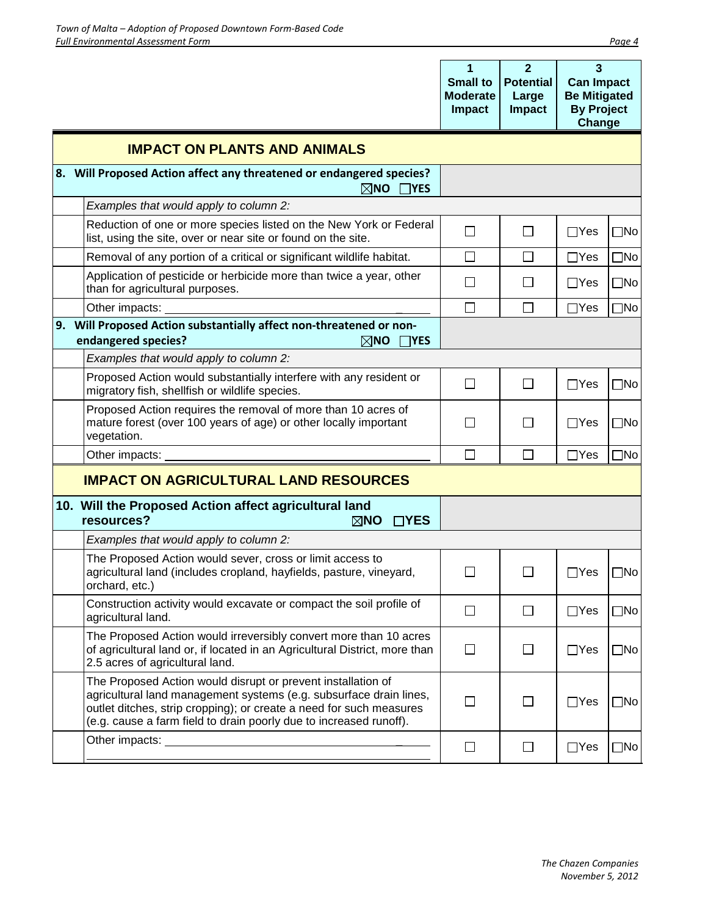| | 1 Small to Moderate Impact | 2 Potential Large Impact | 3 Can Impact Be Mitigated By Project Change | |
|---|---|---|---|---|
| **IMPACT ON PLANTS AND ANIMALS** | | | | |
| **8. Will Proposed Action affect any threatened or endangered species?** ☒NO ☐YES | | | | |
| *Examples that would apply to column 2:* | | | | |
| Reduction of one or more species listed on the New York or Federal list, using the site, over or near site or found on the site. | ☐ | ☐ | ☐Yes | ☐No |
| Removal of any portion of a critical or significant wildlife habitat. | ☐ | ☐ | ☐Yes | ☐No |
| Application of pesticide or herbicide more than twice a year, other than for agricultural purposes. | ☐ | ☐ | ☐Yes | ☐No |
| Other impacts: | ☐ | ☐ | ☐Yes | ☐No |
| **9. Will Proposed Action substantially affect non-threatened or non-endangered species?** ☒NO ☐YES | | | | |
| *Examples that would apply to column 2:* | | | | |
| Proposed Action would substantially interfere with any resident or migratory fish, shellfish or wildlife species. | ☐ | ☐ | ☐Yes | ☐No |
| Proposed Action requires the removal of more than 10 acres of mature forest (over 100 years of age) or other locally important vegetation. | ☐ | ☐ | ☐Yes | ☐No |
| Other impacts: | ☐ | ☐ | ☐Yes | ☐No |
| **IMPACT ON AGRICULTURAL LAND RESOURCES** | | | | |
| **10. Will the Proposed Action affect agricultural land resources?** ☒NO ☐YES | | | | |
| *Examples that would apply to column 2:* | | | | |
| The Proposed Action would sever, cross or limit access to agricultural land (includes cropland, hayfields, pasture, vineyard, orchard, etc.) | ☐ | ☐ | ☐Yes | ☐No |
| Construction activity would excavate or compact the soil profile of agricultural land. | ☐ | ☐ | ☐Yes | ☐No |
| The Proposed Action would irreversibly convert more than 10 acres of agricultural land or, if located in an Agricultural District, more than 2.5 acres of agricultural land. | ☐ | ☐ | ☐Yes | ☐No |
| The Proposed Action would disrupt or prevent installation of agricultural land management systems (e.g. subsurface drain lines, outlet ditches, strip cropping); or create a need for such measures (e.g. cause a farm field to drain poorly due to increased runoff). | ☐ | ☐ | ☐Yes | ☐No |
| Other impacts: | ☐ | ☐ | ☐Yes | ☐No |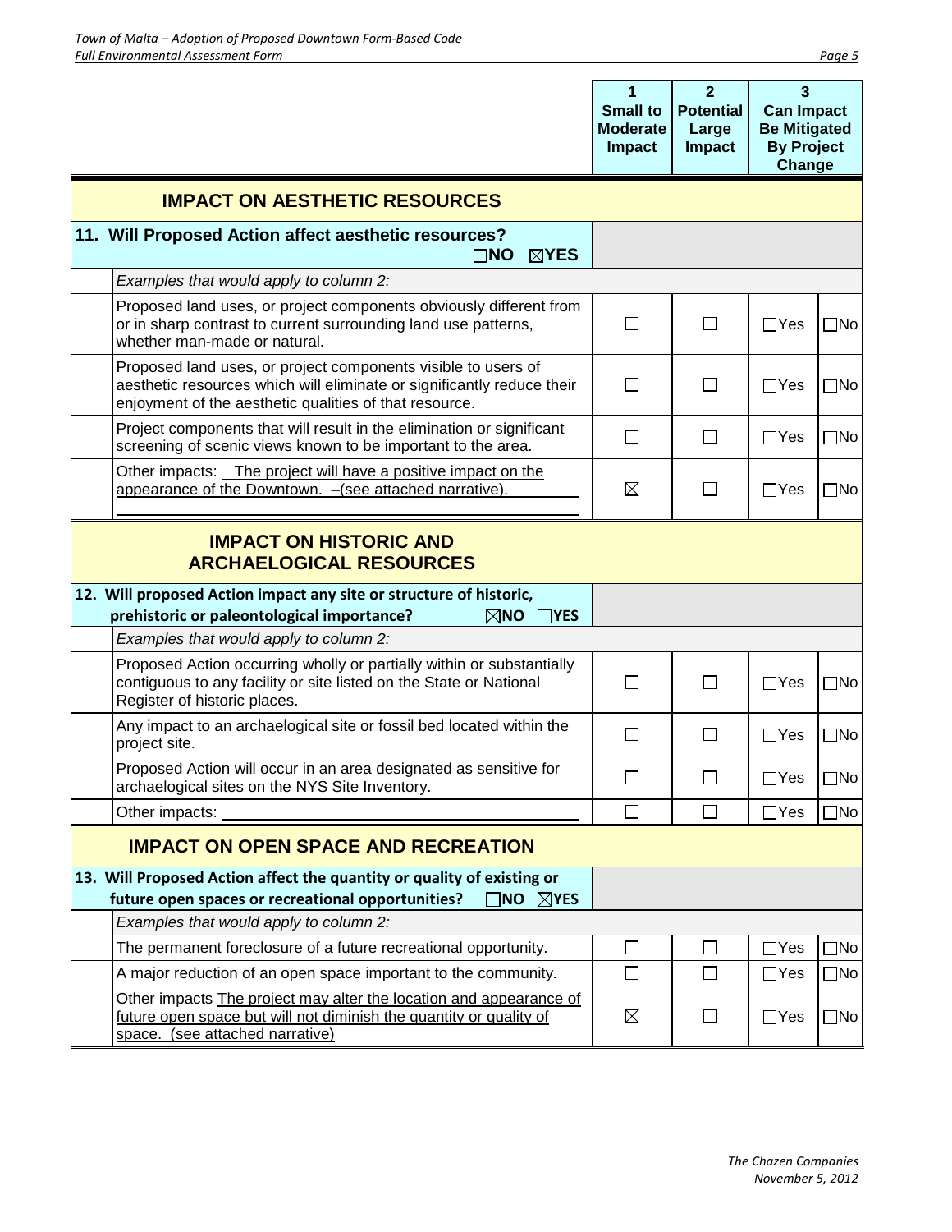| | 1 Small to Moderate Impact | 2 Potential Large Impact | 3 Can Impact Be Mitigated By Project Change | |
|---|---|---|---|---|
| **IMPACT ON AESTHETIC RESOURCES** | | | | |
| **11. Will Proposed Action affect aesthetic resources?** ☐NO ☒YES | | | | |
| *Examples that would apply to column 2:* | | | | |
| Proposed land uses, or project components obviously different from or in sharp contrast to current surrounding land use patterns, whether man-made or natural. | ☐ | ☐ | ☐Yes | ☐No |
| Proposed land uses, or project components visible to users of aesthetic resources which will eliminate or significantly reduce their enjoyment of the aesthetic qualities of that resource. | ☐ | ☐ | ☐Yes | ☐No |
| Project components that will result in the elimination or significant screening of scenic views known to be important to the area. | ☐ | ☐ | ☐Yes | ☐No |
| Other impacts: The project will have a positive impact on the appearance of the Downtown. –(see attached narrative). | ☒ | ☐ | ☐Yes | ☐No |
| **IMPACT ON HISTORIC AND ARCHAELOGICAL RESOURCES** | | | | |
| **12. Will proposed Action impact any site or structure of historic, prehistoric or paleontological importance?** ☒NO ☐YES | | | | |
| *Examples that would apply to column 2:* | | | | |
| Proposed Action occurring wholly or partially within or substantially contiguous to any facility or site listed on the State or National Register of historic places. | ☐ | ☐ | ☐Yes | ☐No |
| Any impact to an archaelogical site or fossil bed located within the project site. | ☐ | ☐ | ☐Yes | ☐No |
| Proposed Action will occur in an area designated as sensitive for archaelogical sites on the NYS Site Inventory. | ☐ | ☐ | ☐Yes | ☐No |
| Other impacts: | ☐ | ☐ | ☐Yes | ☐No |
| **IMPACT ON OPEN SPACE AND RECREATION** | | | | |
| **13. Will Proposed Action affect the quantity or quality of existing or future open spaces or recreational opportunities?** ☐NO ☒YES | | | | |
| *Examples that would apply to column 2:* | | | | |
| The permanent foreclosure of a future recreational opportunity. | ☐ | ☐ | ☐Yes | ☐No |
| A major reduction of an open space important to the community. | ☐ | ☐ | ☐Yes | ☐No |
| Other impacts The project may alter the location and appearance of future open space but will not diminish the quantity or quality of space. (see attached narrative) | ☒ | ☐ | ☐Yes | ☐No |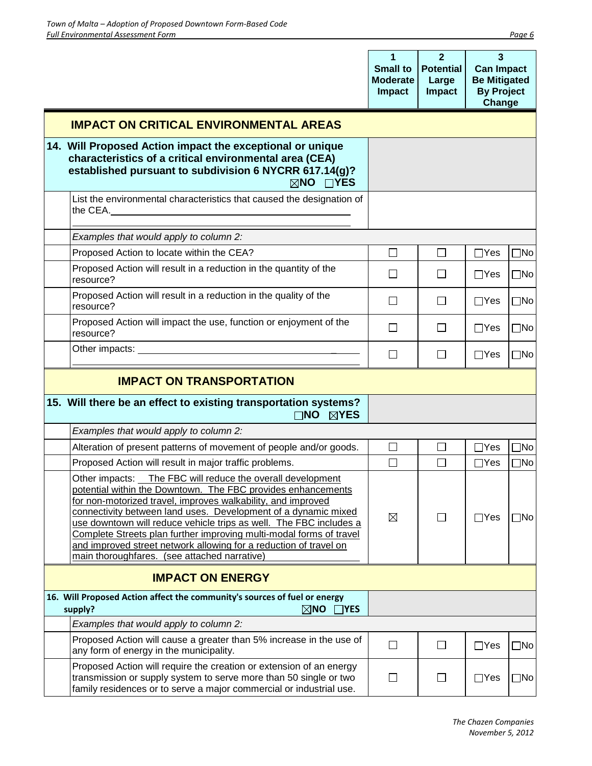| | 1 Small to Moderate Impact | 2 Potential Large Impact | 3 Can Impact Be Mitigated By Project Change | |
|---|---|---|---|---|
| **IMPACT ON CRITICAL ENVIRONMENTAL AREAS** | | | | |
| **14. Will Proposed Action impact the exceptional or unique characteristics of a critical environmental area (CEA) established pursuant to subdivision 6 NYCRR 617.14(g)?** ☒NO ☐YES | | | | |
| List the environmental characteristics that caused the designation of the CEA. | | | | |
| *Examples that would apply to column 2:* | | | | |
| Proposed Action to locate within the CEA? | ☐ | ☐ | ☐Yes | ☐No |
| Proposed Action will result in a reduction in the quantity of the resource? | ☐ | ☐ | ☐Yes | ☐No |
| Proposed Action will result in a reduction in the quality of the resource? | ☐ | ☐ | ☐Yes | ☐No |
| Proposed Action will impact the use, function or enjoyment of the resource? | ☐ | ☐ | ☐Yes | ☐No |
| Other impacts: | ☐ | ☐ | ☐Yes | ☐No |
| **IMPACT ON TRANSPORTATION** | | | | |
| **15. Will there be an effect to existing transportation systems?** ☐NO ☒YES | | | | |
| *Examples that would apply to column 2:* | | | | |
| Alteration of present patterns of movement of people and/or goods. | ☐ | ☐ | ☐Yes | ☐No |
| Proposed Action will result in major traffic problems. | ☐ | ☐ | ☐Yes | ☐No |
| Other impacts: The FBC will reduce the overall development potential within the Downtown. The FBC provides enhancements for non-motorized travel, improves walkability, and improved connectivity between land uses. Development of a dynamic mixed use downtown will reduce vehicle trips as well. The FBC includes a Complete Streets plan further improving multi-modal forms of travel and improved street network allowing for a reduction of travel on main thoroughfares. (see attached narrative) | ☒ | ☐ | ☐Yes | ☐No |
| **IMPACT ON ENERGY** | | | | |
| **16. Will Proposed Action affect the community's sources of fuel or energy supply?** ☒NO ☐YES | | | | |
| *Examples that would apply to column 2:* | | | | |
| Proposed Action will cause a greater than 5% increase in the use of any form of energy in the municipality. | ☐ | ☐ | ☐Yes | ☐No |
| Proposed Action will require the creation or extension of an energy transmission or supply system to serve more than 50 single or two family residences or to serve a major commercial or industrial use. | ☐ | ☐ | ☐Yes | ☐No |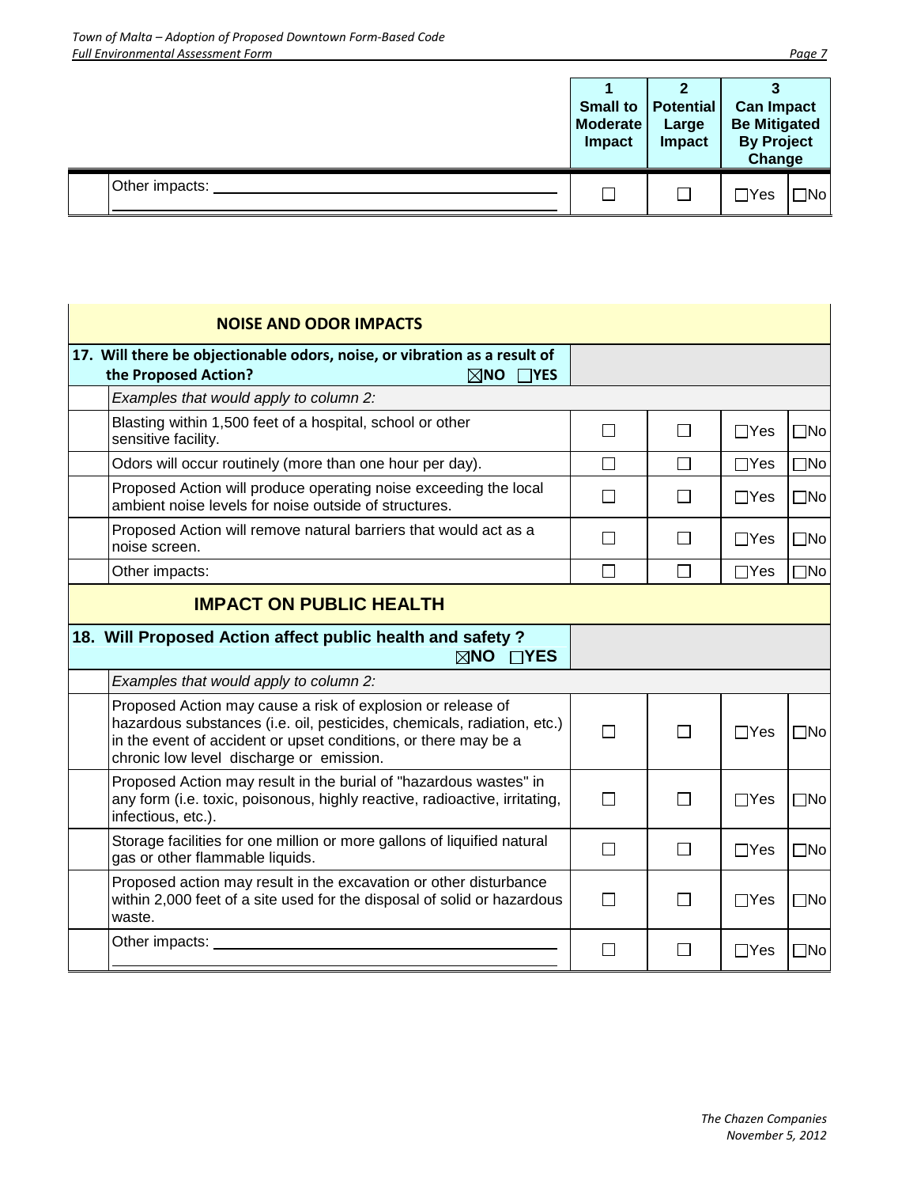| | | 1<br>Small to Moderate Impact | 2<br>Potential Large Impact | 3<br>Can Impact Be Mitigated By Project Change | |
|---|---|---|---|---|---|
| | Other impacts: ____________________ | ☐ | ☐ | ☐Yes | ☐No |

| | | | | | |
|---|---|---|---|---|---|
| **NOISE AND ODOR IMPACTS** | | | | | |
| **17. Will there be objectionable odors, noise, or vibration as a result of the Proposed Action?** ☒**NO** ☐**YES** | | | | | |
| | *Examples that would apply to column 2:* | | | | |
| | Blasting within 1,500 feet of a hospital, school or other sensitive facility. | ☐ | ☐ | ☐Yes | ☐No |
| | Odors will occur routinely (more than one hour per day). | ☐ | ☐ | ☐Yes | ☐No |
| | Proposed Action will produce operating noise exceeding the local ambient noise levels for noise outside of structures. | ☐ | ☐ | ☐Yes | ☐No |
| | Proposed Action will remove natural barriers that would act as a noise screen. | ☐ | ☐ | ☐Yes | ☐No |
| | Other impacts: | ☐ | ☐ | ☐Yes | ☐No |
| **IMPACT ON PUBLIC HEALTH** | | | | | |
| **18. Will Proposed Action affect public health and safety?** ☒**NO** ☐**YES** | | | | | |
| | *Examples that would apply to column 2:* | | | | |
| | Proposed Action may cause a risk of explosion or release of hazardous substances (i.e. oil, pesticides, chemicals, radiation, etc.) in the event of accident or upset conditions, or there may be a chronic low level discharge or emission. | ☐ | ☐ | ☐Yes | ☐No |
| | Proposed Action may result in the burial of "hazardous wastes" in any form (i.e. toxic, poisonous, highly reactive, radioactive, irritating, infectious, etc.). | ☐ | ☐ | ☐Yes | ☐No |
| | Storage facilities for one million or more gallons of liquified natural gas or other flammable liquids. | ☐ | ☐ | ☐Yes | ☐No |
| | Proposed action may result in the excavation or other disturbance within 2,000 feet of a site used for the disposal of solid or hazardous waste. | ☐ | ☐ | ☐Yes | ☐No |
| | Other impacts: ____________________ | ☐ | ☐ | ☐Yes | ☐No |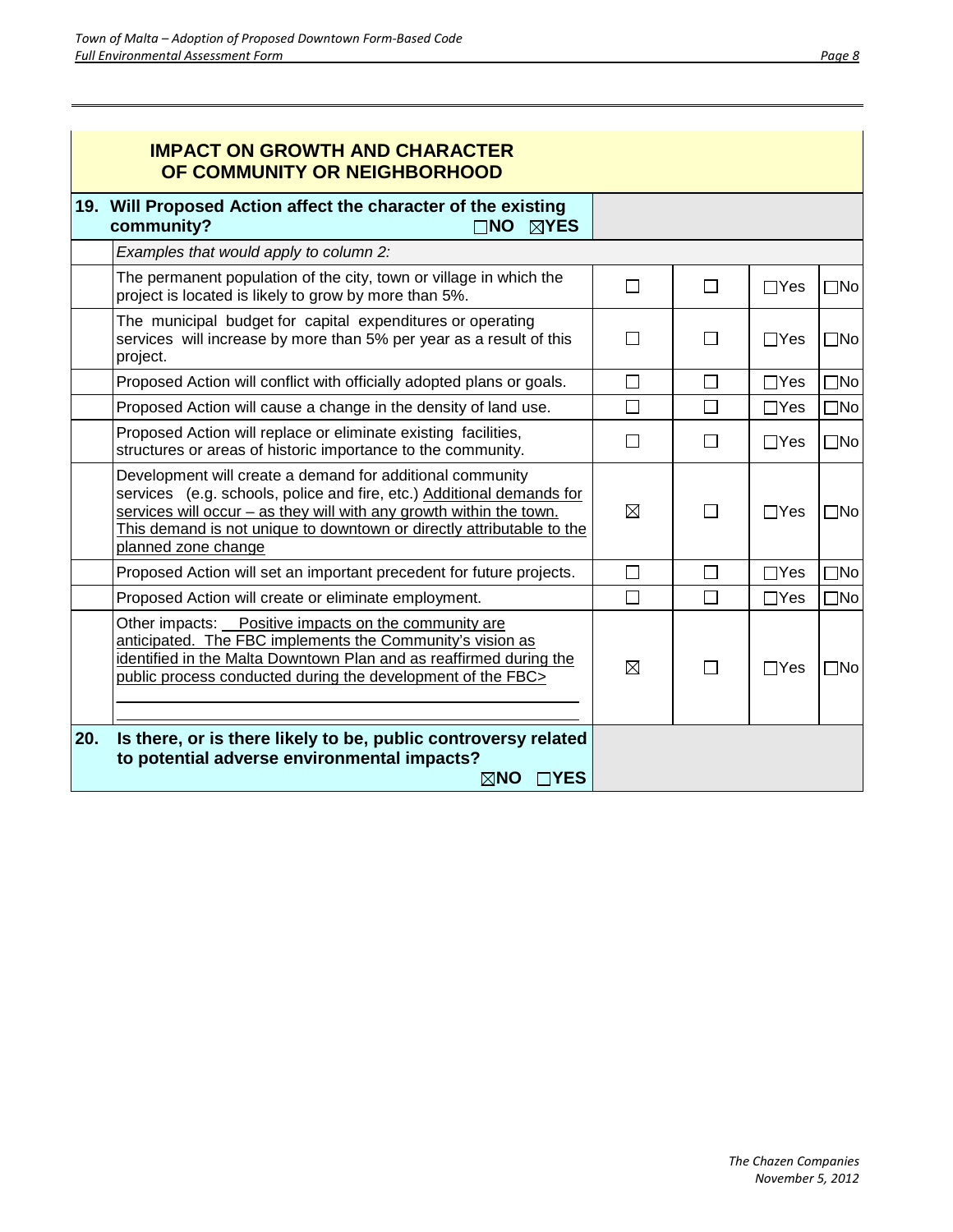## IMPACT ON GROWTH AND CHARACTER OF COMMUNITY OR NEIGHBORHOOD

| | | | | | |
|---|---|---|---|---|---|
| **19.** | **Will Proposed Action affect the character of the existing community?** ☐NO ☒YES | | | | |
| | *Examples that would apply to column 2:* | | | | |
| | The permanent population of the city, town or village in which the project is located is likely to grow by more than 5%. | ☐ | ☐ | ☐Yes | ☐No |
| | The municipal budget for capital expenditures or operating services will increase by more than 5% per year as a result of this project. | ☐ | ☐ | ☐Yes | ☐No |
| | Proposed Action will conflict with officially adopted plans or goals. | ☐ | ☐ | ☐Yes | ☐No |
| | Proposed Action will cause a change in the density of land use. | ☐ | ☐ | ☐Yes | ☐No |
| | Proposed Action will replace or eliminate existing facilities, structures or areas of historic importance to the community. | ☐ | ☐ | ☐Yes | ☐No |
| | Development will create a demand for additional community services (e.g. schools, police and fire, etc.) Additional demands for services will occur – as they will with any growth within the town. This demand is not unique to downtown or directly attributable to the planned zone change | ☒ | ☐ | ☐Yes | ☐No |
| | Proposed Action will set an important precedent for future projects. | ☐ | ☐ | ☐Yes | ☐No |
| | Proposed Action will create or eliminate employment. | ☐ | ☐ | ☐Yes | ☐No |
| | Other impacts: Positive impacts on the community are anticipated. The FBC implements the Community's vision as identified in the Malta Downtown Plan and as reaffirmed during the public process conducted during the development of the FBC> | ☒ | ☐ | ☐Yes | ☐No |
| **20.** | **Is there, or is there likely to be, public controversy related to potential adverse environmental impacts?** ☒NO ☐YES | | | | |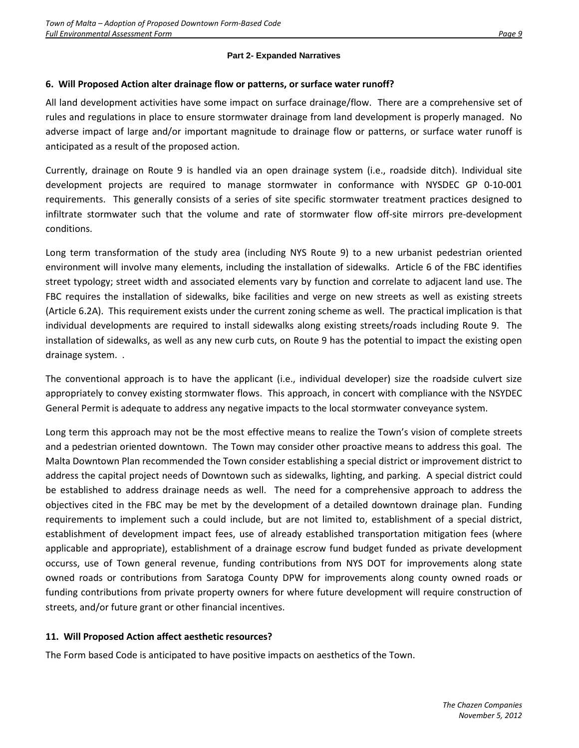**Part 2- Expanded Narratives**

### 6. Will Proposed Action alter drainage flow or patterns, or surface water runoff?

All land development activities have some impact on surface drainage/flow. There are a comprehensive set of rules and regulations in place to ensure stormwater drainage from land development is properly managed. No adverse impact of large and/or important magnitude to drainage flow or patterns, or surface water runoff is anticipated as a result of the proposed action.

Currently, drainage on Route 9 is handled via an open drainage system (i.e., roadside ditch). Individual site development projects are required to manage stormwater in conformance with NYSDEC GP 0-10-001 requirements. This generally consists of a series of site specific stormwater treatment practices designed to infiltrate stormwater such that the volume and rate of stormwater flow off-site mirrors pre-development conditions.

Long term transformation of the study area (including NYS Route 9) to a new urbanist pedestrian oriented environment will involve many elements, including the installation of sidewalks. Article 6 of the FBC identifies street typology; street width and associated elements vary by function and correlate to adjacent land use. The FBC requires the installation of sidewalks, bike facilities and verge on new streets as well as existing streets (Article 6.2A). This requirement exists under the current zoning scheme as well. The practical implication is that individual developments are required to install sidewalks along existing streets/roads including Route 9. The installation of sidewalks, as well as any new curb cuts, on Route 9 has the potential to impact the existing open drainage system. .

The conventional approach is to have the applicant (i.e., individual developer) size the roadside culvert size appropriately to convey existing stormwater flows. This approach, in concert with compliance with the NSYDEC General Permit is adequate to address any negative impacts to the local stormwater conveyance system.

Long term this approach may not be the most effective means to realize the Town's vision of complete streets and a pedestrian oriented downtown. The Town may consider other proactive means to address this goal. The Malta Downtown Plan recommended the Town consider establishing a special district or improvement district to address the capital project needs of Downtown such as sidewalks, lighting, and parking. A special district could be established to address drainage needs as well. The need for a comprehensive approach to address the objectives cited in the FBC may be met by the development of a detailed downtown drainage plan. Funding requirements to implement such a could include, but are not limited to, establishment of a special district, establishment of development impact fees, use of already established transportation mitigation fees (where applicable and appropriate), establishment of a drainage escrow fund budget funded as private development occurss, use of Town general revenue, funding contributions from NYS DOT for improvements along state owned roads or contributions from Saratoga County DPW for improvements along county owned roads or funding contributions from private property owners for where future development will require construction of streets, and/or future grant or other financial incentives.

### 11. Will Proposed Action affect aesthetic resources?

The Form based Code is anticipated to have positive impacts on aesthetics of the Town.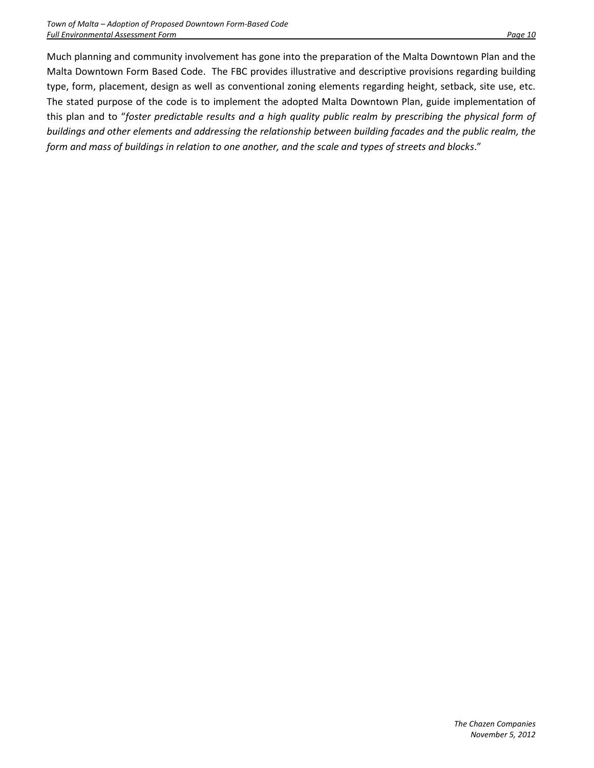Much planning and community involvement has gone into the preparation of the Malta Downtown Plan and the Malta Downtown Form Based Code. The FBC provides illustrative and descriptive provisions regarding building type, form, placement, design as well as conventional zoning elements regarding height, setback, site use, etc. The stated purpose of the code is to implement the adopted Malta Downtown Plan, guide implementation of this plan and to "*foster predictable results and a high quality public realm by prescribing the physical form of buildings and other elements and addressing the relationship between building facades and the public realm, the form and mass of buildings in relation to one another, and the scale and types of streets and blocks*."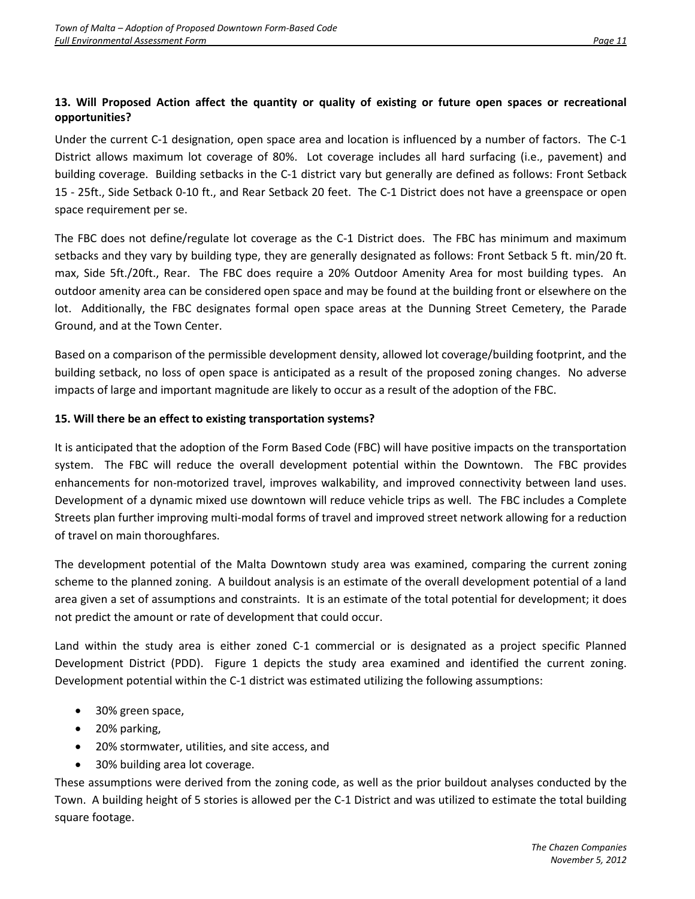**13. Will Proposed Action affect the quantity or quality of existing or future open spaces or recreational opportunities?**

Under the current C-1 designation, open space area and location is influenced by a number of factors. The C-1 District allows maximum lot coverage of 80%. Lot coverage includes all hard surfacing (i.e., pavement) and building coverage. Building setbacks in the C-1 district vary but generally are defined as follows: Front Setback 15 - 25ft., Side Setback 0-10 ft., and Rear Setback 20 feet. The C-1 District does not have a greenspace or open space requirement per se.

The FBC does not define/regulate lot coverage as the C-1 District does. The FBC has minimum and maximum setbacks and they vary by building type, they are generally designated as follows: Front Setback 5 ft. min/20 ft. max, Side 5ft./20ft., Rear. The FBC does require a 20% Outdoor Amenity Area for most building types. An outdoor amenity area can be considered open space and may be found at the building front or elsewhere on the lot. Additionally, the FBC designates formal open space areas at the Dunning Street Cemetery, the Parade Ground, and at the Town Center.

Based on a comparison of the permissible development density, allowed lot coverage/building footprint, and the building setback, no loss of open space is anticipated as a result of the proposed zoning changes. No adverse impacts of large and important magnitude are likely to occur as a result of the adoption of the FBC.

**15. Will there be an effect to existing transportation systems?**

It is anticipated that the adoption of the Form Based Code (FBC) will have positive impacts on the transportation system. The FBC will reduce the overall development potential within the Downtown. The FBC provides enhancements for non-motorized travel, improves walkability, and improved connectivity between land uses. Development of a dynamic mixed use downtown will reduce vehicle trips as well. The FBC includes a Complete Streets plan further improving multi-modal forms of travel and improved street network allowing for a reduction of travel on main thoroughfares.

The development potential of the Malta Downtown study area was examined, comparing the current zoning scheme to the planned zoning. A buildout analysis is an estimate of the overall development potential of a land area given a set of assumptions and constraints. It is an estimate of the total potential for development; it does not predict the amount or rate of development that could occur.

Land within the study area is either zoned C-1 commercial or is designated as a project specific Planned Development District (PDD). Figure 1 depicts the study area examined and identified the current zoning. Development potential within the C-1 district was estimated utilizing the following assumptions:

- 30% green space,
- 20% parking,
- 20% stormwater, utilities, and site access, and
- 30% building area lot coverage.

These assumptions were derived from the zoning code, as well as the prior buildout analyses conducted by the Town. A building height of 5 stories is allowed per the C-1 District and was utilized to estimate the total building square footage.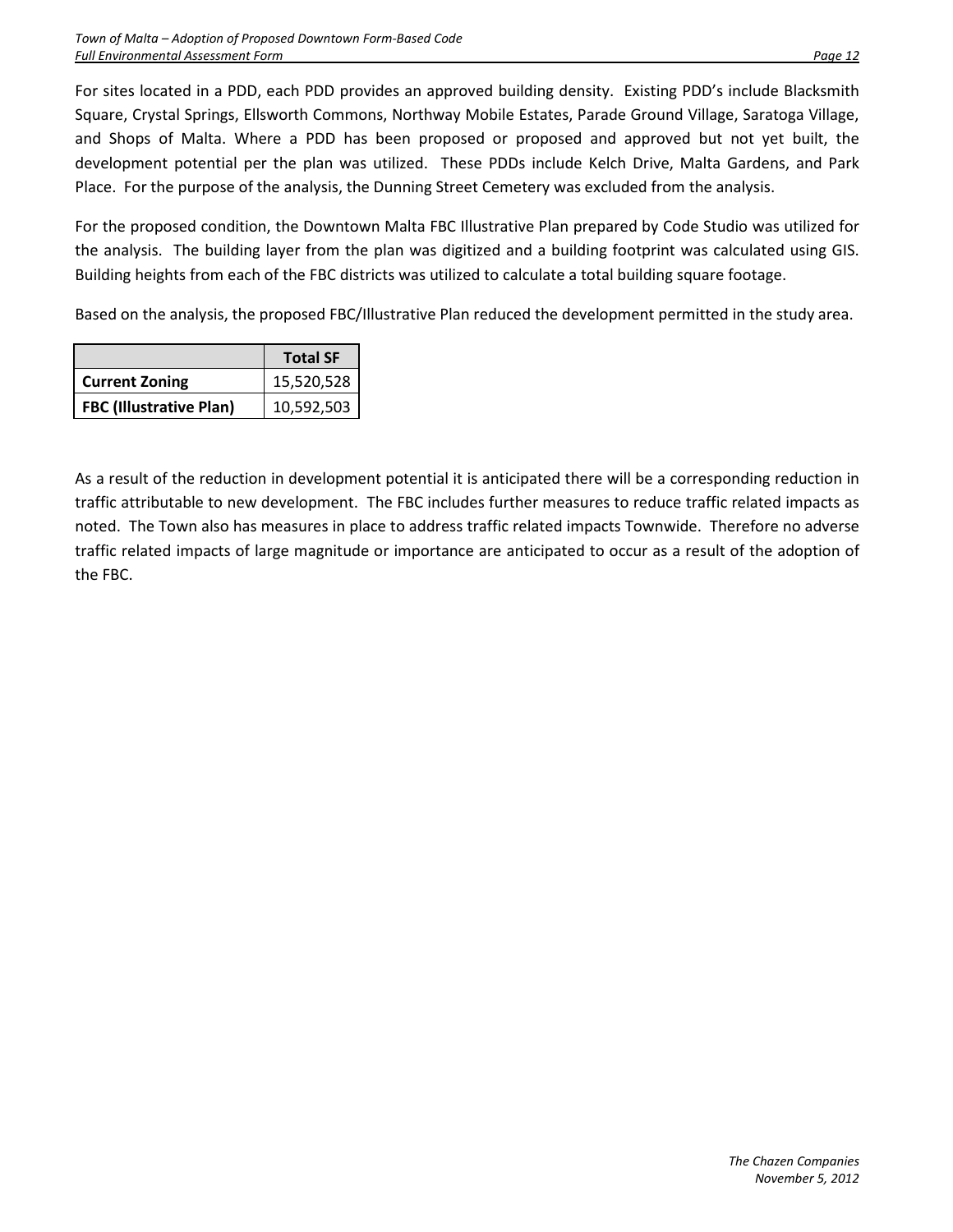For sites located in a PDD, each PDD provides an approved building density. Existing PDD's include Blacksmith Square, Crystal Springs, Ellsworth Commons, Northway Mobile Estates, Parade Ground Village, Saratoga Village, and Shops of Malta. Where a PDD has been proposed or proposed and approved but not yet built, the development potential per the plan was utilized. These PDDs include Kelch Drive, Malta Gardens, and Park Place. For the purpose of the analysis, the Dunning Street Cemetery was excluded from the analysis.

For the proposed condition, the Downtown Malta FBC Illustrative Plan prepared by Code Studio was utilized for the analysis. The building layer from the plan was digitized and a building footprint was calculated using GIS. Building heights from each of the FBC districts was utilized to calculate a total building square footage.

Based on the analysis, the proposed FBC/Illustrative Plan reduced the development permitted in the study area.

| | **Total SF** |
|---|---|
| **Current Zoning** | 15,520,528 |
| **FBC (Illustrative Plan)** | 10,592,503 |

As a result of the reduction in development potential it is anticipated there will be a corresponding reduction in traffic attributable to new development. The FBC includes further measures to reduce traffic related impacts as noted. The Town also has measures in place to address traffic related impacts Townwide. Therefore no adverse traffic related impacts of large magnitude or importance are anticipated to occur as a result of the adoption of the FBC.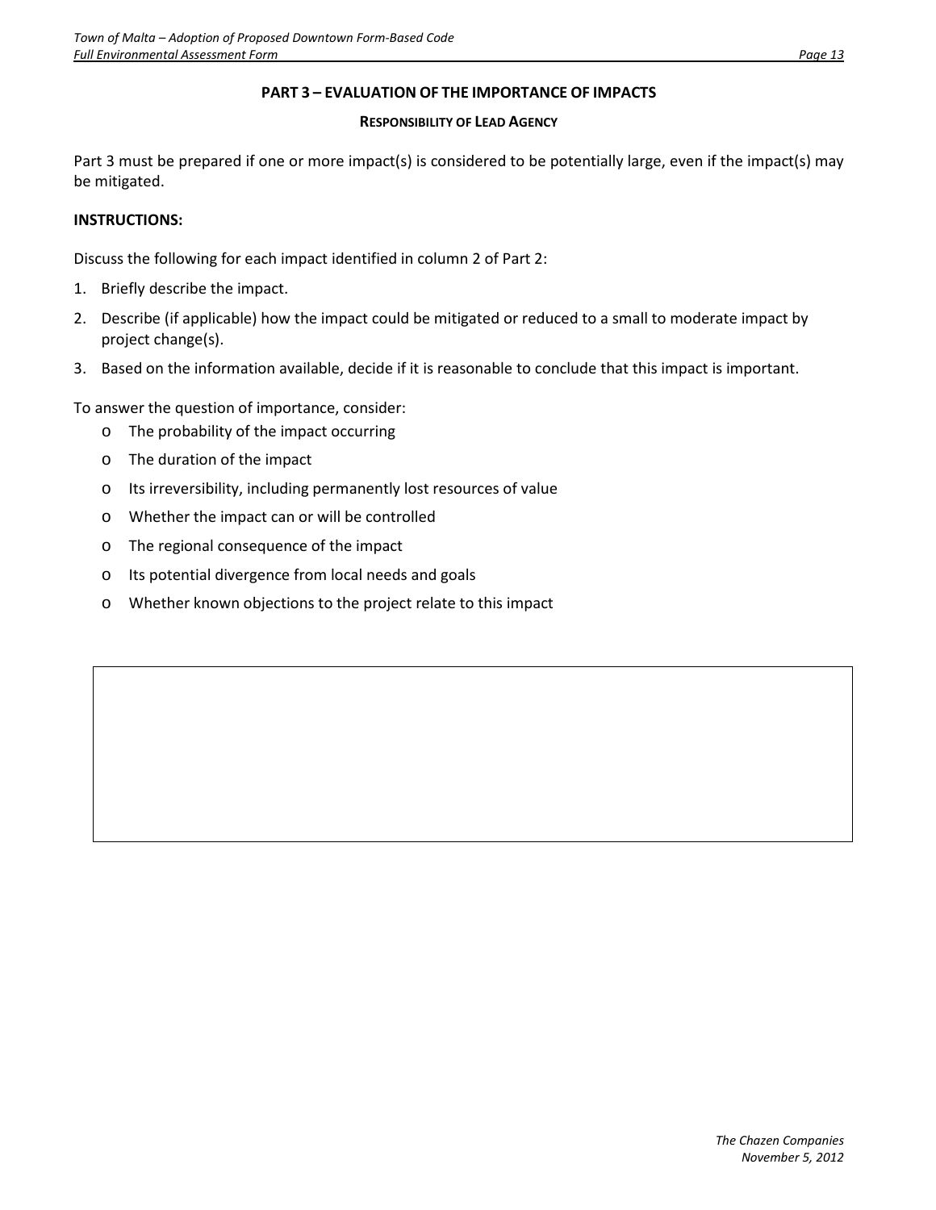## PART 3 – EVALUATION OF THE IMPORTANCE OF IMPACTS

### RESPONSIBILITY OF LEAD AGENCY

Part 3 must be prepared if one or more impact(s) is considered to be potentially large, even if the impact(s) may be mitigated.

**INSTRUCTIONS:**

Discuss the following for each impact identified in column 2 of Part 2:

1. Briefly describe the impact.
2. Describe (if applicable) how the impact could be mitigated or reduced to a small to moderate impact by project change(s).
3. Based on the information available, decide if it is reasonable to conclude that this impact is important.

To answer the question of importance, consider:

- The probability of the impact occurring
- The duration of the impact
- Its irreversibility, including permanently lost resources of value
- Whether the impact can or will be controlled
- The regional consequence of the impact
- Its potential divergence from local needs and goals
- Whether known objections to the project relate to this impact